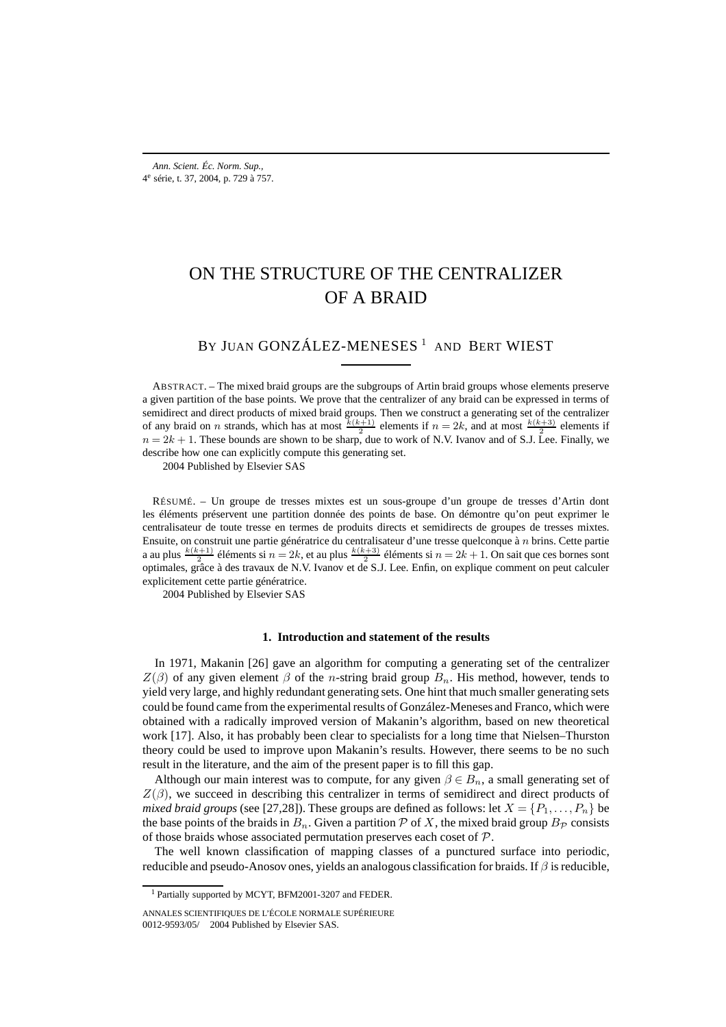# ON THE STRUCTURE OF THE CENTRALIZER OF A BRAID

BY JUAN GONZÁLEZ-MENESES [1] AND BERT WIEST

ABSTRACT. – The mixed braid groups are the subgroups of Artin braid groups whose elements preserve a given partition of the base points. We prove that the centralizer of any braid can be expressed in terms of semidirect and direct products of mixed braid groups. Then we construct a generating set of the centralizer of any braid on $n$ strands, which has at most $\frac{k(k+1)}{2}$ elements if $n = 2k$, and at most $\frac{k(k+3)}{2}$ elements if $n = 2k+1$. These bounds are shown to be sharp, due to work of N.V. Ivanov and of S.J. Lee. Finally, we describe how one can explicitly compute this generating set.

2004 Published by Elsevier SAS

RÉSUMÉ. – Un groupe de tresses mixtes est un sous-groupe d'un groupe de tresses d'Artin dont les éléments préservent une partition donnée des points de base. On démontre qu'on peut exprimer le centralisateur de toute tresse en termes de produits directs et semidirects de groupes de tresses mixtes. Ensuite, on construit une partie génératrice du centralisateur d'une tresse quelconque à $n$ brins. Cette partie a au plus $\frac{k(k+1)}{2}$ éléments si $n = 2k$, et au plus $\frac{k(k+3)}{2}$ éléments si $n = 2k+1$. On sait que ces bornes sont optimales, grâce à des travaux de N.V. Ivanov et de S.J. Lee. Enfin, on explique comment on peut calculer explicitement cette partie génératrice.

2004 Published by Elsevier SAS

## 1. Introduction and statement of the results

In 1971, Makanin [26] gave an algorithm for computing a generating set of the centralizer $Z(\beta)$ of any given element $\beta$ of the $n$-string braid group $B_n$. His method, however, tends to yield very large, and highly redundant generating sets. One hint that much smaller generating sets could be found came from the experimental results of González-Meneses and Franco, which were obtained with a radically improved version of Makanin's algorithm, based on new theoretical work [17]. Also, it has probably been clear to specialists for a long time that Nielsen–Thurston theory could be used to improve upon Makanin's results. However, there seems to be no such result in the literature, and the aim of the present paper is to fill this gap.

Although our main interest was to compute, for any given $\beta \in B_n$, a small generating set of $Z(\beta)$, we succeed in describing this centralizer in terms of semidirect and direct products of *mixed braid groups* (see [27,28]). These groups are defined as follows: let $X = \{P_1, \ldots, P_n\}$ be the base points of the braids in $B_n$. Given a partition $\mathcal{P}$ of $X$, the mixed braid group $B_{\mathcal{P}}$ consists of those braids whose associated permutation preserves each coset of $\mathcal{P}$.

The well known classification of mapping classes of a punctured surface into periodic, reducible and pseudo-Anosov ones, yields an analogous classification for braids. If $\beta$ is reducible,

[1] Partially supported by MCYT, BFM2001-3207 and FEDER.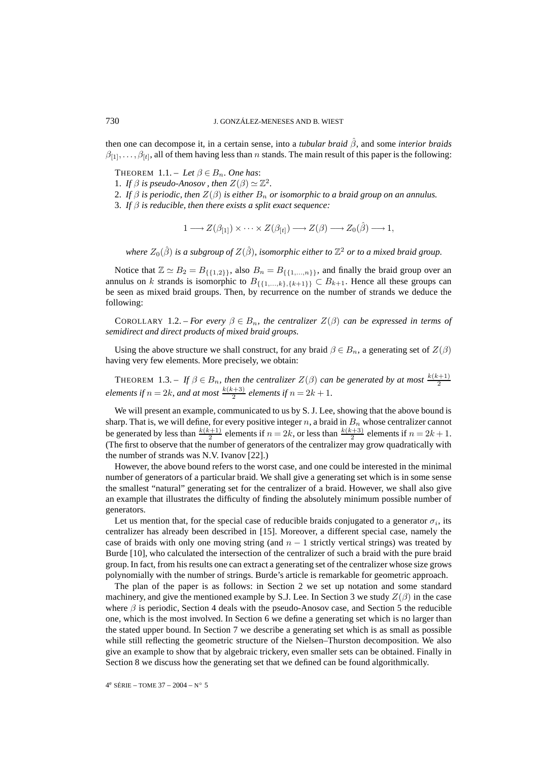then one can decompose it, in a certain sense, into a *tubular braid* $\hat{\beta}$, and some *interior braids* $\beta_{[1]}, \ldots, \beta_{[t]}$, all of them having less than $n$ stands. The main result of this paper is the following:

THEOREM 1.1. – *Let $\beta \in B_n$. One has*:
1. *If $\beta$ is pseudo-Anosov, then $Z(\beta) \simeq \mathbb{Z}^2$.*
2. *If $\beta$ is periodic, then $Z(\beta)$ is either $B_n$ or isomorphic to a braid group on an annulus.*
3. *If $\beta$ is reducible, then there exists a split exact sequence:*

$$1 \longrightarrow Z(\beta_{[1]}) \times \cdots \times Z(\beta_{[t]}) \longrightarrow Z(\beta) \longrightarrow Z_0(\hat{\beta}) \longrightarrow 1,$$

*where $Z_0(\hat{\beta})$ is a subgroup of $Z(\hat{\beta})$, isomorphic either to $\mathbb{Z}^2$ or to a mixed braid group.*

Notice that $\mathbb{Z} \simeq B_2 = B_{\{\{1,2\}\}}$, also $B_n = B_{\{\{1,\ldots,n\}\}}$, and finally the braid group over an annulus on $k$ strands is isomorphic to $B_{\{\{1,\ldots,k\},\{k+1\}\}} \subset B_{k+1}$. Hence all these groups can be seen as mixed braid groups. Then, by recurrence on the number of strands we deduce the following:

COROLLARY 1.2. – *For every $\beta \in B_n$, the centralizer $Z(\beta)$ can be expressed in terms of semidirect and direct products of mixed braid groups.*

Using the above structure we shall construct, for any braid $\beta \in B_n$, a generating set of $Z(\beta)$ having very few elements. More precisely, we obtain:

THEOREM 1.3. – *If $\beta \in B_n$, then the centralizer $Z(\beta)$ can be generated by at most $\frac{k(k+1)}{2}$ elements if $n = 2k$, and at most $\frac{k(k+3)}{2}$ elements if $n = 2k+1$.*

We will present an example, communicated to us by S. J. Lee, showing that the above bound is sharp. That is, we will define, for every positive integer $n$, a braid in $B_n$ whose centralizer cannot be generated by less than $\frac{k(k+1)}{2}$ elements if $n = 2k$, or less than $\frac{k(k+3)}{2}$ elements if $n = 2k+1$. (The first to observe that the number of generators of the centralizer may grow quadratically with the number of strands was N.V. Ivanov [22].)

However, the above bound refers to the worst case, and one could be interested in the minimal number of generators of a particular braid. We shall give a generating set which is in some sense the smallest "natural" generating set for the centralizer of a braid. However, we shall also give an example that illustrates the difficulty of finding the absolutely minimum possible number of generators.

Let us mention that, for the special case of reducible braids conjugated to a generator $\sigma_i$, its centralizer has already been described in [15]. Moreover, a different special case, namely the case of braids with only one moving string (and $n-1$ strictly vertical strings) was treated by Burde [10], who calculated the intersection of the centralizer of such a braid with the pure braid group. In fact, from his results one can extract a generating set of the centralizer whose size grows polynomially with the number of strings. Burde's article is remarkable for geometric approach.

The plan of the paper is as follows: in Section 2 we set up notation and some standard machinery, and give the mentioned example by S.J. Lee. In Section 3 we study $Z(\beta)$ in the case where $\beta$ is periodic, Section 4 deals with the pseudo-Anosov case, and Section 5 the reducible one, which is the most involved. In Section 6 we define a generating set which is no larger than the stated upper bound. In Section 7 we describe a generating set which is as small as possible while still reflecting the geometric structure of the Nielsen–Thurston decomposition. We also give an example to show that by algebraic trickery, even smaller sets can be obtained. Finally in Section 8 we discuss how the generating set that we defined can be found algorithmically.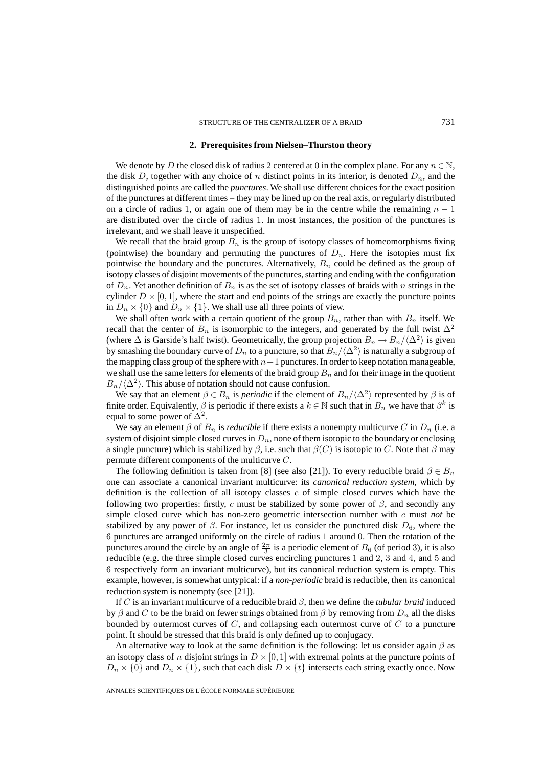## 2. Prerequisites from Nielsen–Thurston theory

We denote by $D$ the closed disk of radius 2 centered at 0 in the complex plane. For any $n \in \mathbb{N}$, the disk $D$, together with any choice of $n$ distinct points in its interior, is denoted $D_n$, and the distinguished points are called the *punctures*. We shall use different choices for the exact position of the punctures at different times – they may be lined up on the real axis, or regularly distributed on a circle of radius 1, or again one of them may be in the centre while the remaining $n-1$ are distributed over the circle of radius 1. In most instances, the position of the punctures is irrelevant, and we shall leave it unspecified.

We recall that the braid group $B_n$ is the group of isotopy classes of homeomorphisms fixing (pointwise) the boundary and permuting the punctures of $D_n$. Here the isotopies must fix pointwise the boundary and the punctures. Alternatively, $B_n$ could be defined as the group of isotopy classes of disjoint movements of the punctures, starting and ending with the configuration of $D_n$. Yet another definition of $B_n$ is as the set of isotopy classes of braids with $n$ strings in the cylinder $D \times [0,1]$, where the start and end points of the strings are exactly the puncture points in $D_n \times \{0\}$ and $D_n \times \{1\}$. We shall use all three points of view.

We shall often work with a certain quotient of the group $B_n$, rather than with $B_n$ itself. We recall that the center of $B_n$ is isomorphic to the integers, and generated by the full twist $\Delta^2$ (where $\Delta$ is Garside's half twist). Geometrically, the group projection $B_n \to B_n/\langle\Delta^2\rangle$ is given by smashing the boundary curve of $D_n$ to a puncture, so that $B_n/\langle\Delta^2\rangle$ is naturally a subgroup of the mapping class group of the sphere with $n+1$ punctures. In order to keep notation manageable, we shall use the same letters for elements of the braid group $B_n$ and for their image in the quotient $B_n/\langle\Delta^2\rangle$. This abuse of notation should not cause confusion.

We say that an element $\beta \in B_n$ is *periodic* if the element of $B_n/\langle\Delta^2\rangle$ represented by $\beta$ is of finite order. Equivalently, $\beta$ is periodic if there exists a $k \in \mathbb{N}$ such that in $B_n$ we have that $\beta^k$ is equal to some power of $\Delta^2$.

We say an element $\beta$ of $B_n$ is *reducible* if there exists a nonempty multicurve $C$ in $D_n$ (i.e. a system of disjoint simple closed curves in $D_n$, none of them isotopic to the boundary or enclosing a single puncture) which is stabilized by $\beta$, i.e. such that $\beta(C)$ is isotopic to $C$. Note that $\beta$ may permute different components of the multicurve $C$.

The following definition is taken from [8] (see also [21]). To every reducible braid $\beta \in B_n$ one can associate a canonical invariant multicurve: its *canonical reduction system*, which by definition is the collection of all isotopy classes $c$ of simple closed curves which have the following two properties: firstly, $c$ must be stabilized by some power of $\beta$, and secondly any simple closed curve which has non-zero geometric intersection number with $c$ must *not* be stabilized by any power of $\beta$. For instance, let us consider the punctured disk $D_6$, where the 6 punctures are arranged uniformly on the circle of radius 1 around 0. Then the rotation of the punctures around the circle by an angle of $\frac{2\pi}{3}$ is a periodic element of $B_6$ (of period 3), it is also reducible (e.g. the three simple closed curves encircling punctures 1 and 2, 3 and 4, and 5 and 6 respectively form an invariant multicurve), but its canonical reduction system is empty. This example, however, is somewhat untypical: if a *non-periodic* braid is reducible, then its canonical reduction system is nonempty (see [21]).

If $C$ is an invariant multicurve of a reducible braid $\beta$, then we define the *tubular braid* induced by $\beta$ and $C$ to be the braid on fewer strings obtained from $\beta$ by removing from $D_n$ all the disks bounded by outermost curves of $C$, and collapsing each outermost curve of $C$ to a puncture point. It should be stressed that this braid is only defined up to conjugacy.

An alternative way to look at the same definition is the following: let us consider again $\beta$ as an isotopy class of $n$ disjoint strings in $D \times [0,1]$ with extremal points at the puncture points of $D_n \times \{0\}$ and $D_n \times \{1\}$, such that each disk $D \times \{t\}$ intersects each string exactly once. Now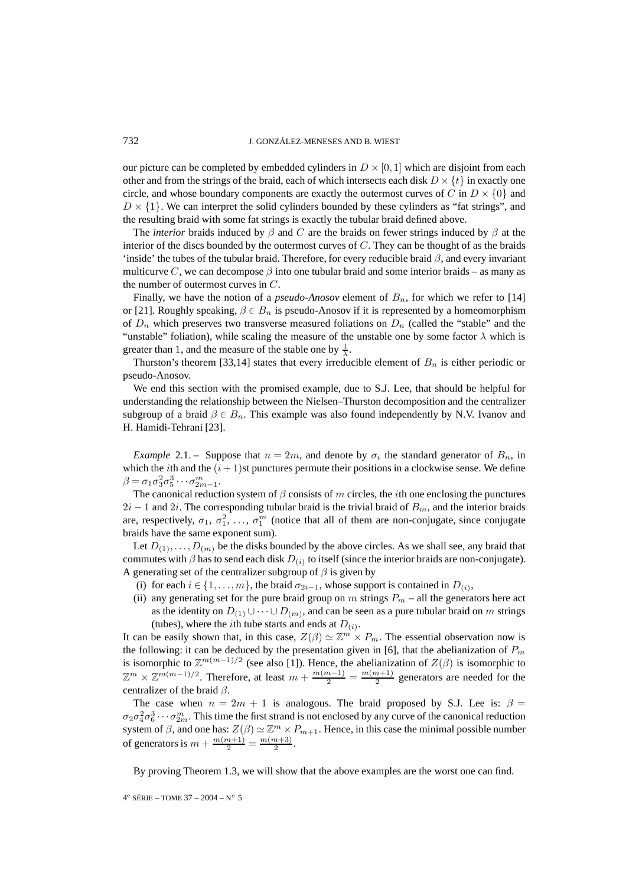our picture can be completed by embedded cylinders in $D \times [0,1]$ which are disjoint from each other and from the strings of the braid, each of which intersects each disk $D \times \{t\}$ in exactly one circle, and whose boundary components are exactly the outermost curves of $C$ in $D \times \{0\}$ and $D \times \{1\}$. We can interpret the solid cylinders bounded by these cylinders as "fat strings", and the resulting braid with some fat strings is exactly the tubular braid defined above.

The *interior* braids induced by $\beta$ and $C$ are the braids on fewer strings induced by $\beta$ at the interior of the discs bounded by the outermost curves of $C$. They can be thought of as the braids 'inside' the tubes of the tubular braid. Therefore, for every reducible braid $\beta$, and every invariant multicurve $C$, we can decompose $\beta$ into one tubular braid and some interior braids – as many as the number of outermost curves in $C$.

Finally, we have the notion of a *pseudo-Anosov* element of $B_n$, for which we refer to [14] or [21]. Roughly speaking, $\beta \in B_n$ is pseudo-Anosov if it is represented by a homeomorphism of $D_n$ which preserves two transverse measured foliations on $D_n$ (called the "stable" and the "unstable" foliation), while scaling the measure of the unstable one by some factor $\lambda$ which is greater than 1, and the measure of the stable one by $\frac{1}{\lambda}$.

Thurston's theorem [33,14] states that every irreducible element of $B_n$ is either periodic or pseudo-Anosov.

We end this section with the promised example, due to S.J. Lee, that should be helpful for understanding the relationship between the Nielsen–Thurston decomposition and the centralizer subgroup of a braid $\beta \in B_n$. This example was also found independently by N.V. Ivanov and H. Hamidi-Tehrani [23].

*Example* 2.1. – Suppose that $n = 2m$, and denote by $\sigma_i$ the standard generator of $B_n$, in which the $i$th and the $(i+1)$st punctures permute their positions in a clockwise sense. We define $\beta = \sigma_1 \sigma_3^2 \sigma_5^3 \cdots \sigma_{2m-1}^m$.

The canonical reduction system of $\beta$ consists of $m$ circles, the $i$th one enclosing the punctures $2i-1$ and $2i$. The corresponding tubular braid is the trivial braid of $B_m$, and the interior braids are, respectively, $\sigma_1, \sigma_1^2, \ldots, \sigma_1^m$ (notice that all of them are non-conjugate, since conjugate braids have the same exponent sum).

Let $D_{(1)}, \ldots, D_{(m)}$ be the disks bounded by the above circles. As we shall see, any braid that commutes with $\beta$ has to send each disk $D_{(i)}$ to itself (since the interior braids are non-conjugate). A generating set of the centralizer subgroup of $\beta$ is given by

(i) for each $i \in \{1, \ldots, m\}$, the braid $\sigma_{2i-1}$, whose support is contained in $D_{(i)}$,

(ii) any generating set for the pure braid group on $m$ strings $P_m$ – all the generators here act as the identity on $D_{(1)} \cup \cdots \cup D_{(m)}$, and can be seen as a pure tubular braid on $m$ strings (tubes), where the $i$th tube starts and ends at $D_{(i)}$.

It can be easily shown that, in this case, $Z(\beta) \simeq \mathbb{Z}^m \times P_m$. The essential observation now is the following: it can be deduced by the presentation given in [6], that the abelianization of $P_m$ is isomorphic to $\mathbb{Z}^{m(m-1)/2}$ (see also [1]). Hence, the abelianization of $Z(\beta)$ is isomorphic to $\mathbb{Z}^m \times \mathbb{Z}^{m(m-1)/2}$. Therefore, at least $m + \frac{m(m-1)}{2} = \frac{m(m+1)}{2}$ generators are needed for the centralizer of the braid $\beta$.

The case when $n = 2m+1$ is analogous. The braid proposed by S.J. Lee is: $\beta = \sigma_2 \sigma_4^2 \sigma_6^3 \cdots \sigma_{2m}^m$. This time the first strand is not enclosed by any curve of the canonical reduction system of $\beta$, and one has: $Z(\beta) \simeq \mathbb{Z}^m \times P_{m+1}$. Hence, in this case the minimal possible number of generators is $m + \frac{m(m+1)}{2} = \frac{m(m+3)}{2}$.

By proving Theorem 1.3, we will show that the above examples are the worst one can find.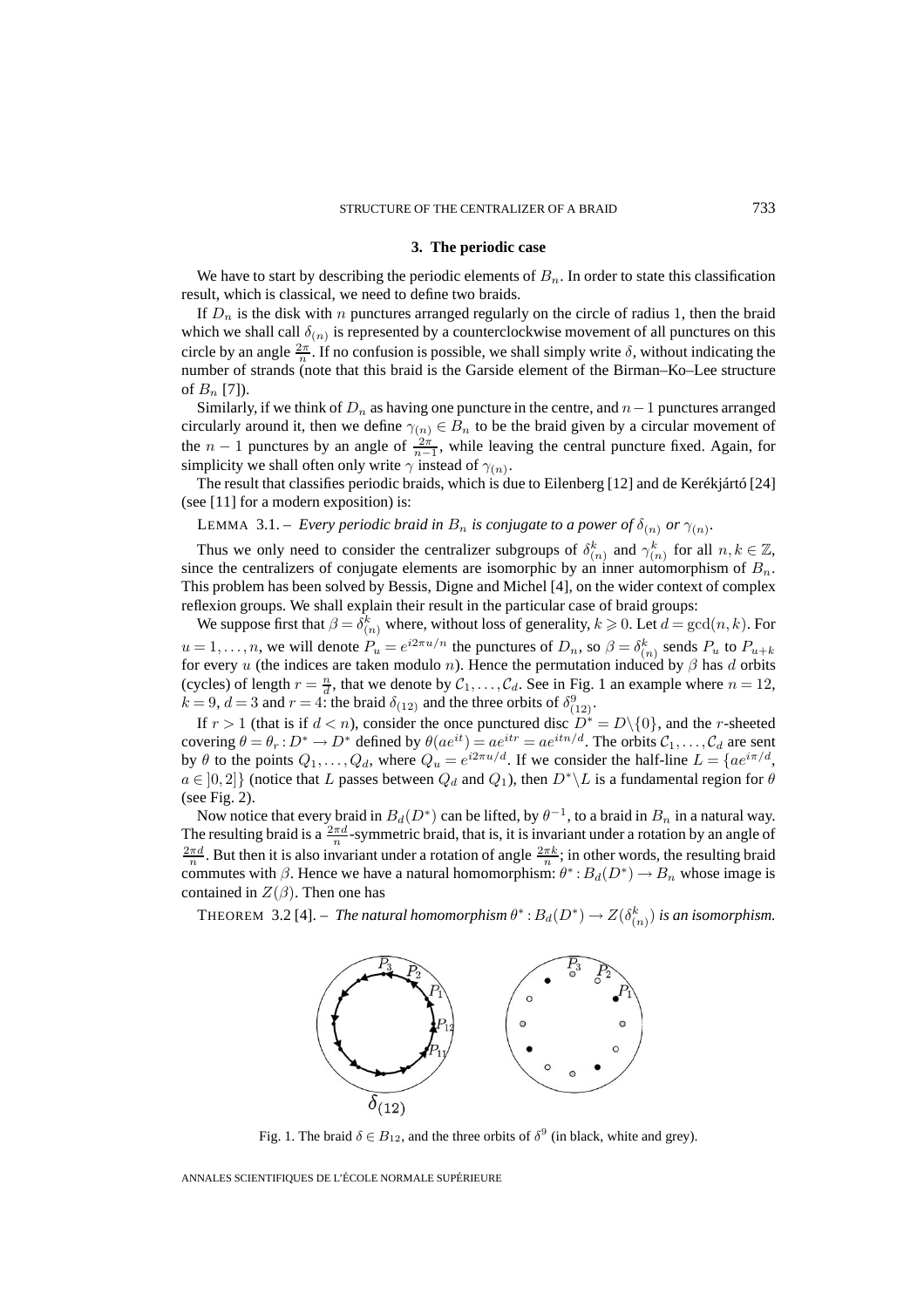### 3. The periodic case

We have to start by describing the periodic elements of $B_n$. In order to state this classification result, which is classical, we need to define two braids.

If $D_n$ is the disk with $n$ punctures arranged regularly on the circle of radius 1, then the braid which we shall call $\delta_{(n)}$ is represented by a counterclockwise movement of all punctures on this circle by an angle $\frac{2\pi}{n}$. If no confusion is possible, we shall simply write $\delta$, without indicating the number of strands (note that this braid is the Garside element of the Birman–Ko–Lee structure of $B_n$ [7]).

Similarly, if we think of $D_n$ as having one puncture in the centre, and $n-1$ punctures arranged circularly around it, then we define $\gamma_{(n)} \in B_n$ to be the braid given by a circular movement of the $n-1$ punctures by an angle of $\frac{2\pi}{n-1}$, while leaving the central puncture fixed. Again, for simplicity we shall often only write $\gamma$ instead of $\gamma_{(n)}$.

The result that classifies periodic braids, which is due to Eilenberg [12] and de Kerékjártó [24] (see [11] for a modern exposition) is:

LEMMA 3.1. – *Every periodic braid in $B_n$ is conjugate to a power of $\delta_{(n)}$ or $\gamma_{(n)}$.*

Thus we only need to consider the centralizer subgroups of $\delta_{(n)}^k$ and $\gamma_{(n)}^k$ for all $n, k \in \mathbb{Z}$, since the centralizers of conjugate elements are isomorphic by an inner automorphism of $B_n$. This problem has been solved by Bessis, Digne and Michel [4], on the wider context of complex reflexion groups. We shall explain their result in the particular case of braid groups:

We suppose first that $\beta = \delta_{(n)}^k$ where, without loss of generality, $k \geqslant 0$. Let $d = \gcd(n, k)$. For $u = 1, \ldots, n$, we will denote $P_u = e^{i2\pi u/n}$ the punctures of $D_n$, so $\beta = \delta_{(n)}^k$ sends $P_u$ to $P_{u+k}$ for every $u$ (the indices are taken modulo $n$). Hence the permutation induced by $\beta$ has $d$ orbits (cycles) of length $r = \frac{n}{d}$, that we denote by $\mathcal{C}_1, \ldots, \mathcal{C}_d$. See in Fig. 1 an example where $n = 12$, $k = 9$, $d = 3$ and $r = 4$: the braid $\delta_{(12)}$ and the three orbits of $\delta_{(12)}^9$.

If $r > 1$ (that is if $d < n$), consider the once punctured disc $D^* = D \backslash \{0\}$, and the $r$-sheeted covering $\theta = \theta_r : D^* \to D^*$ defined by $\theta(ae^{it}) = ae^{itr} = ae^{itn/d}$. The orbits $\mathcal{C}_1, \ldots, \mathcal{C}_d$ are sent by $\theta$ to the points $Q_1, \ldots, Q_d$, where $Q_u = e^{i2\pi u/d}$. If we consider the half-line $L = \{ae^{i\pi/d}, a \in ]0, 2]\}$ (notice that $L$ passes between $Q_d$ and $Q_1$), then $D^* \backslash L$ is a fundamental region for $\theta$ (see Fig. 2).

Now notice that every braid in $B_d(D^*)$ can be lifted, by $\theta^{-1}$, to a braid in $B_n$ in a natural way. The resulting braid is a $\frac{2\pi d}{n}$-symmetric braid, that is, it is invariant under a rotation by an angle of $\frac{2\pi d}{n}$. But then it is also invariant under a rotation of angle $\frac{2\pi k}{n}$; in other words, the resulting braid commutes with $\beta$. Hence we have a natural homomorphism: $\theta^* : B_d(D^*) \to B_n$ whose image is contained in $Z(\beta)$. Then one has

THEOREM 3.2 [4]. – *The natural homomorphism $\theta^* : B_d(D^*) \to Z(\delta_{(n)}^k)$ is an isomorphism.*

Fig. 1. The braid $\delta \in B_{12}$, and the three orbits of $\delta^9$ (in black, white and grey).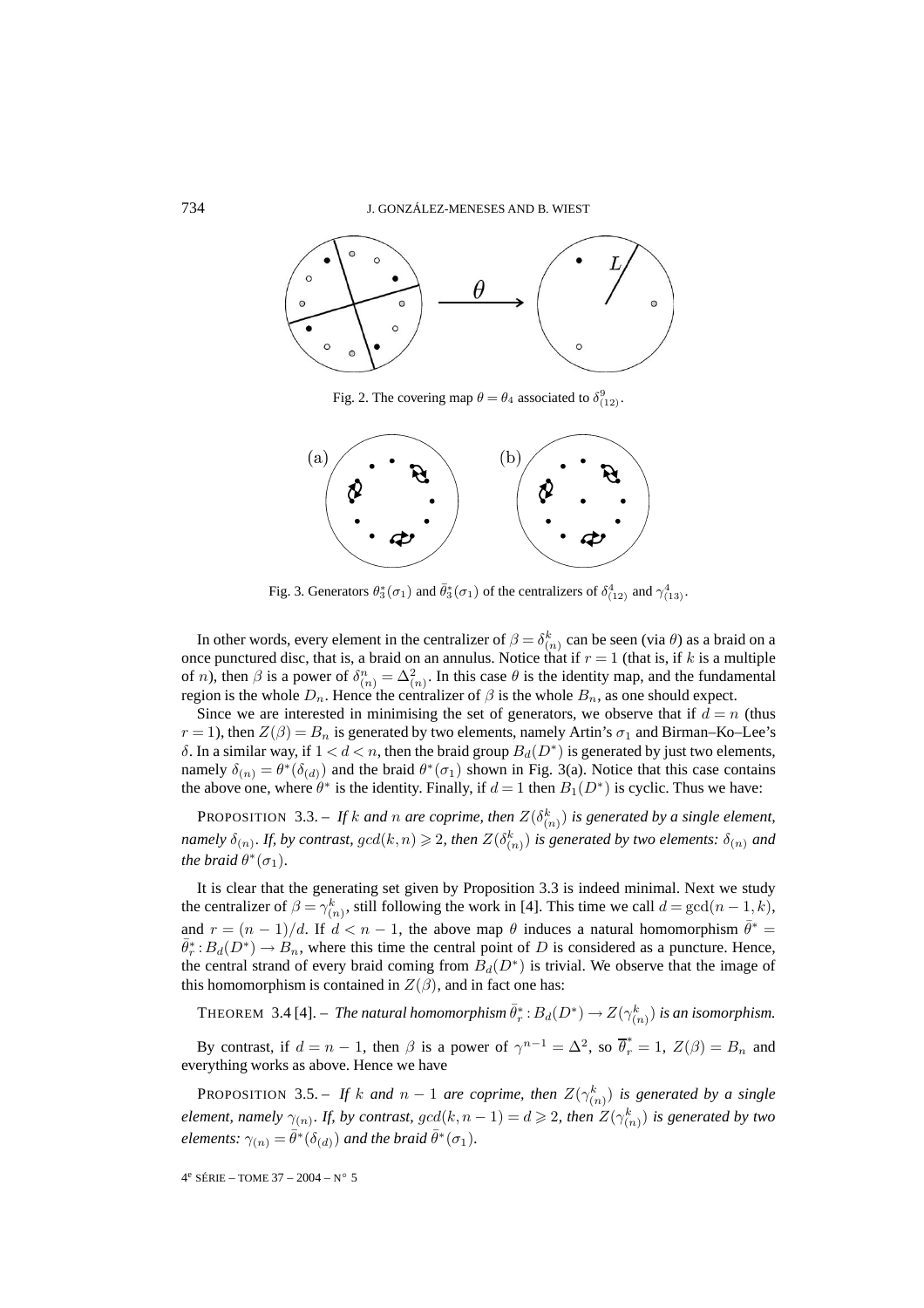Fig. 2. The covering map $\theta = \theta_4$ associated to $\delta^9_{(12)}$.

Fig. 3. Generators $\theta_3^*(\sigma_1)$ and $\bar{\theta}_3^*(\sigma_1)$ of the centralizers of $\delta^4_{(12)}$ and $\gamma^4_{(13)}$.

In other words, every element in the centralizer of $\beta = \delta^k_{(n)}$ can be seen (via $\theta$) as a braid on a once punctured disc, that is, a braid on an annulus. Notice that if $r = 1$ (that is, if $k$ is a multiple of $n$), then $\beta$ is a power of $\delta^n_{(n)} = \Delta^2_{(n)}$. In this case $\theta$ is the identity map, and the fundamental region is the whole $D_n$. Hence the centralizer of $\beta$ is the whole $B_n$, as one should expect.

Since we are interested in minimising the set of generators, we observe that if $d = n$ (thus $r = 1$), then $Z(\beta) = B_n$ is generated by two elements, namely Artin's $\sigma_1$ and Birman–Ko–Lee's $\delta$. In a similar way, if $1 < d < n$, then the braid group $B_d(D^*)$ is generated by just two elements, namely $\delta_{(n)} = \theta^*(\delta_{(d)})$ and the braid $\theta^*(\sigma_1)$ shown in Fig. 3(a). Notice that this case contains the above one, where $\theta^*$ is the identity. Finally, if $d = 1$ then $B_1(D^*)$ is cyclic. Thus we have:

PROPOSITION 3.3. – *If $k$ and $n$ are coprime, then $Z(\delta^k_{(n)})$ is generated by a single element, namely $\delta_{(n)}$. If, by contrast, $gcd(k,n) \geqslant 2$, then $Z(\delta^k_{(n)})$ is generated by two elements: $\delta_{(n)}$ and the braid $\theta^*(\sigma_1)$.*

It is clear that the generating set given by Proposition 3.3 is indeed minimal. Next we study the centralizer of $\beta = \gamma^k_{(n)}$, still following the work in [4]. This time we call $d = \gcd(n-1,k)$, and $r = (n-1)/d$. If $d < n-1$, the above map $\theta$ induces a natural homomorphism $\bar{\theta}^* = \bar{\theta}^*_r : B_d(D^*) \to B_n$, where this time the central point of $D$ is considered as a puncture. Hence, the central strand of every braid coming from $B_d(D^*)$ is trivial. We observe that the image of this homomorphism is contained in $Z(\beta)$, and in fact one has:

THEOREM 3.4 [4]. – *The natural homomorphism $\bar{\theta}^*_r : B_d(D^*) \to Z(\gamma^k_{(n)})$ is an isomorphism.*

By contrast, if $d = n-1$, then $\beta$ is a power of $\gamma^{n-1} = \Delta^2$, so $\overline{\theta}^*_r = 1$, $Z(\beta) = B_n$ and everything works as above. Hence we have

PROPOSITION 3.5. – *If $k$ and $n-1$ are coprime, then $Z(\gamma^k_{(n)})$ is generated by a single element, namely $\gamma_{(n)}$. If, by contrast, $gcd(k, n-1) = d \geqslant 2$, then $Z(\gamma^k_{(n)})$ is generated by two elements: $\gamma_{(n)} = \bar{\theta}^*(\delta_{(d)})$ and the braid $\bar{\theta}^*(\sigma_1)$.*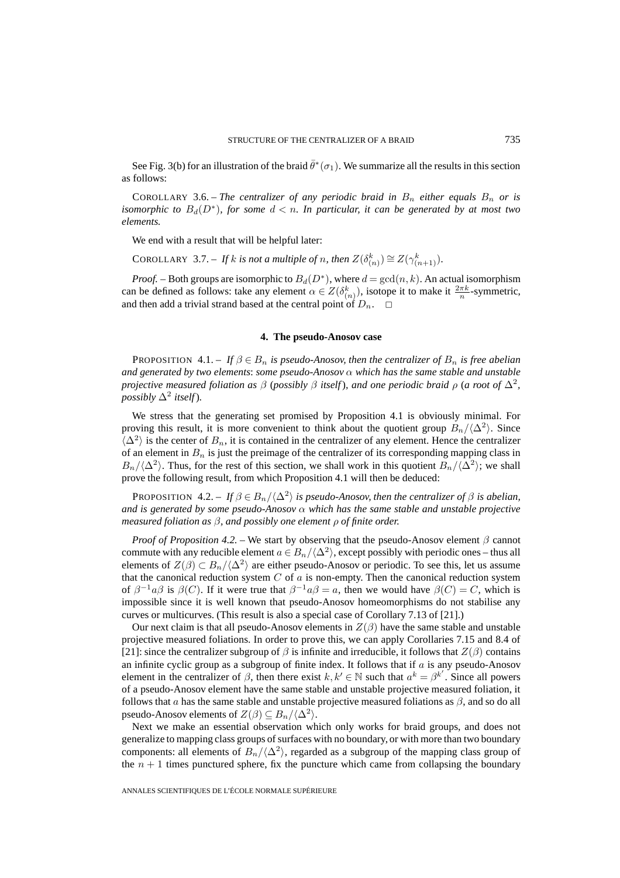See Fig. 3(b) for an illustration of the braid $\bar{\theta}^*(\sigma_1)$. We summarize all the results in this section as follows:

COROLLARY 3.6. – *The centralizer of any periodic braid in $B_n$ either equals $B_n$ or is isomorphic to $B_d(D^*)$, for some $d < n$. In particular, it can be generated by at most two elements.*

We end with a result that will be helpful later:

COROLLARY 3.7. – *If $k$ is not a multiple of $n$, then $Z(\delta_{(n)}^k) \cong Z(\gamma_{(n+1)}^k)$.*

*Proof.* – Both groups are isomorphic to $B_d(D^*)$, where $d = \gcd(n,k)$. An actual isomorphism can be defined as follows: take any element $\alpha \in Z(\delta_{(n)}^k)$, isotope it to make it $\frac{2\pi k}{n}$-symmetric, and then add a trivial strand based at the central point of $D_n$. $\square$

## 4. The pseudo-Anosov case

PROPOSITION 4.1. – *If $\beta \in B_n$ is pseudo-Anosov, then the centralizer of $B_n$ is free abelian and generated by two elements*: *some pseudo-Anosov $\alpha$ which has the same stable and unstable projective measured foliation as $\beta$* (*possibly $\beta$ itself*), *and one periodic braid $\rho$* (*a root of $\Delta^2$, possibly $\Delta^2$ itself*).

We stress that the generating set promised by Proposition 4.1 is obviously minimal. For proving this result, it is more convenient to think about the quotient group $B_n/\langle\Delta^2\rangle$. Since $\langle\Delta^2\rangle$ is the center of $B_n$, it is contained in the centralizer of any element. Hence the centralizer of an element in $B_n$ is just the preimage of the centralizer of its corresponding mapping class in $B_n/\langle\Delta^2\rangle$. Thus, for the rest of this section, we shall work in this quotient $B_n/\langle\Delta^2\rangle$; we shall prove the following result, from which Proposition 4.1 will then be deduced:

PROPOSITION 4.2. – *If $\beta \in B_n/\langle\Delta^2\rangle$ is pseudo-Anosov, then the centralizer of $\beta$ is abelian, and is generated by some pseudo-Anosov $\alpha$ which has the same stable and unstable projective measured foliation as $\beta$, and possibly one element $\rho$ of finite order.*

*Proof of Proposition 4.2.* – We start by observing that the pseudo-Anosov element $\beta$ cannot commute with any reducible element $a \in B_n/\langle\Delta^2\rangle$, except possibly with periodic ones – thus all elements of $Z(\beta) \subset B_n/\langle\Delta^2\rangle$ are either pseudo-Anosov or periodic. To see this, let us assume that the canonical reduction system $C$ of $a$ is non-empty. Then the canonical reduction system of $\beta^{-1}a\beta$ is $\beta(C)$. If it were true that $\beta^{-1}a\beta = a$, then we would have $\beta(C) = C$, which is impossible since it is well known that pseudo-Anosov homeomorphisms do not stabilise any curves or multicurves. (This result is also a special case of Corollary 7.13 of [21].)

Our next claim is that all pseudo-Anosov elements in $Z(\beta)$ have the same stable and unstable projective measured foliations. In order to prove this, we can apply Corollaries 7.15 and 8.4 of [21]: since the centralizer subgroup of $\beta$ is infinite and irreducible, it follows that $Z(\beta)$ contains an infinite cyclic group as a subgroup of finite index. It follows that if $a$ is any pseudo-Anosov element in the centralizer of $\beta$, then there exist $k, k' \in \mathbb{N}$ such that $a^k = \beta^{k'}$. Since all powers of a pseudo-Anosov element have the same stable and unstable projective measured foliation, it follows that $a$ has the same stable and unstable projective measured foliations as $\beta$, and so do all pseudo-Anosov elements of $Z(\beta) \subseteq B_n/\langle\Delta^2\rangle$.

Next we make an essential observation which only works for braid groups, and does not generalize to mapping class groups of surfaces with no boundary, or with more than two boundary components: all elements of $B_n/\langle\Delta^2\rangle$, regarded as a subgroup of the mapping class group of the $n+1$ times punctured sphere, fix the puncture which came from collapsing the boundary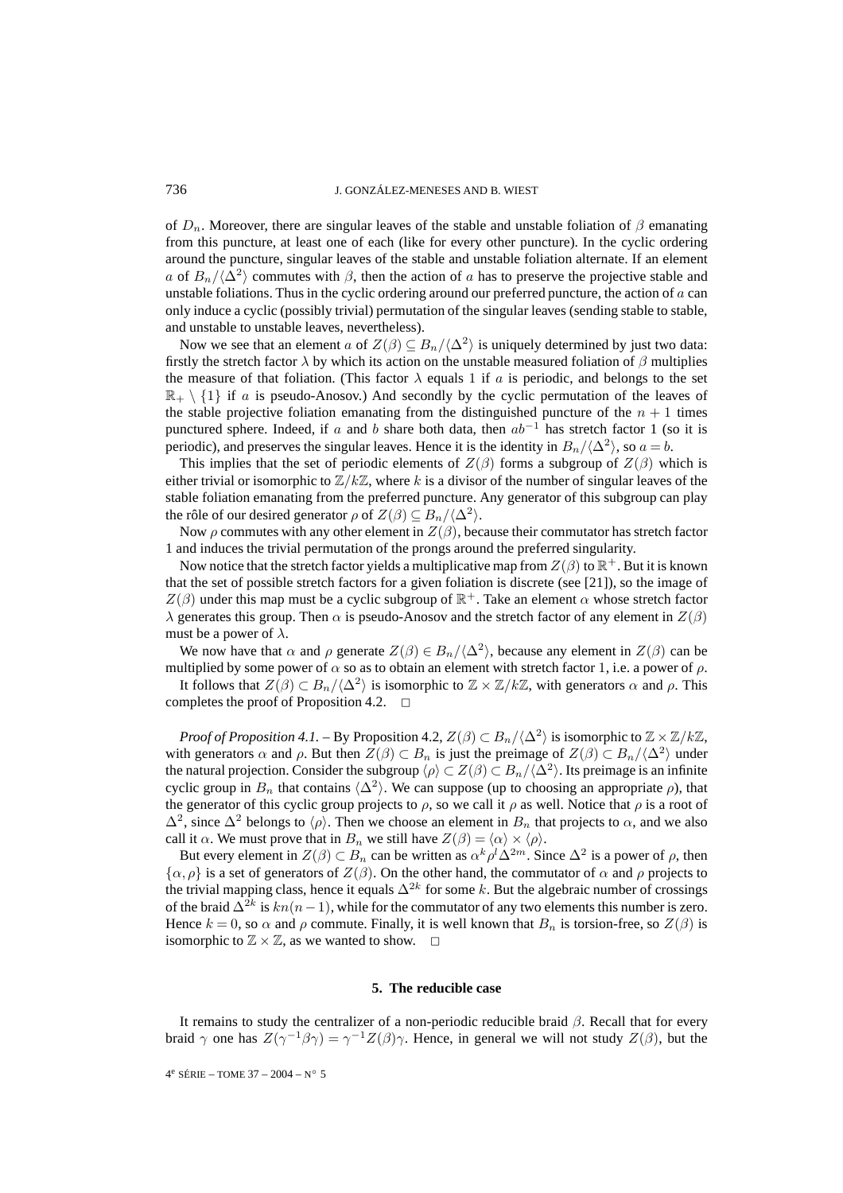of $D_n$. Moreover, there are singular leaves of the stable and unstable foliation of $\beta$ emanating from this puncture, at least one of each (like for every other puncture). In the cyclic ordering around the puncture, singular leaves of the stable and unstable foliation alternate. If an element $a$ of $B_n/\langle\Delta^2\rangle$ commutes with $\beta$, then the action of $a$ has to preserve the projective stable and unstable foliations. Thus in the cyclic ordering around our preferred puncture, the action of $a$ can only induce a cyclic (possibly trivial) permutation of the singular leaves (sending stable to stable, and unstable to unstable leaves, nevertheless).

Now we see that an element $a$ of $Z(\beta) \subseteq B_n/\langle\Delta^2\rangle$ is uniquely determined by just two data: firstly the stretch factor $\lambda$ by which its action on the unstable measured foliation of $\beta$ multiplies the measure of that foliation. (This factor $\lambda$ equals 1 if $a$ is periodic, and belongs to the set $\mathbb{R}_+ \setminus \{1\}$ if $a$ is pseudo-Anosov.) And secondly by the cyclic permutation of the leaves of the stable projective foliation emanating from the distinguished puncture of the $n+1$ times punctured sphere. Indeed, if $a$ and $b$ share both data, then $ab^{-1}$ has stretch factor 1 (so it is periodic), and preserves the singular leaves. Hence it is the identity in $B_n/\langle\Delta^2\rangle$, so $a = b$.

This implies that the set of periodic elements of $Z(\beta)$ forms a subgroup of $Z(\beta)$ which is either trivial or isomorphic to $\mathbb{Z}/k\mathbb{Z}$, where $k$ is a divisor of the number of singular leaves of the stable foliation emanating from the preferred puncture. Any generator of this subgroup can play the rôle of our desired generator $\rho$ of $Z(\beta) \subseteq B_n/\langle\Delta^2\rangle$.

Now $\rho$ commutes with any other element in $Z(\beta)$, because their commutator has stretch factor 1 and induces the trivial permutation of the prongs around the preferred singularity.

Now notice that the stretch factor yields a multiplicative map from $Z(\beta)$ to $\mathbb{R}^+$. But it is known that the set of possible stretch factors for a given foliation is discrete (see [21]), so the image of $Z(\beta)$ under this map must be a cyclic subgroup of $\mathbb{R}^+$. Take an element $\alpha$ whose stretch factor $\lambda$ generates this group. Then $\alpha$ is pseudo-Anosov and the stretch factor of any element in $Z(\beta)$ must be a power of $\lambda$.

We now have that $\alpha$ and $\rho$ generate $Z(\beta) \in B_n/\langle\Delta^2\rangle$, because any element in $Z(\beta)$ can be multiplied by some power of $\alpha$ so as to obtain an element with stretch factor 1, i.e. a power of $\rho$.

It follows that $Z(\beta) \subset B_n/\langle\Delta^2\rangle$ is isomorphic to $\mathbb{Z} \times \mathbb{Z}/k\mathbb{Z}$, with generators $\alpha$ and $\rho$. This completes the proof of Proposition 4.2. $\square$

*Proof of Proposition 4.1.* – By Proposition 4.2, $Z(\beta) \subset B_n/\langle\Delta^2\rangle$ is isomorphic to $\mathbb{Z} \times \mathbb{Z}/k\mathbb{Z}$, with generators $\alpha$ and $\rho$. But then $Z(\beta) \subset B_n$ is just the preimage of $Z(\beta) \subset B_n/\langle\Delta^2\rangle$ under the natural projection. Consider the subgroup $\langle\rho\rangle \subset Z(\beta) \subset B_n/\langle\Delta^2\rangle$. Its preimage is an infinite cyclic group in $B_n$ that contains $\langle\Delta^2\rangle$. We can suppose (up to choosing an appropriate $\rho$), that the generator of this cyclic group projects to $\rho$, so we call it $\rho$ as well. Notice that $\rho$ is a root of $\Delta^2$, since $\Delta^2$ belongs to $\langle\rho\rangle$. Then we choose an element in $B_n$ that projects to $\alpha$, and we also call it $\alpha$. We must prove that in $B_n$ we still have $Z(\beta) = \langle\alpha\rangle \times \langle\rho\rangle$.

But every element in $Z(\beta) \subset B_n$ can be written as $\alpha^k \rho^l \Delta^{2m}$. Since $\Delta^2$ is a power of $\rho$, then $\{\alpha, \rho\}$ is a set of generators of $Z(\beta)$. On the other hand, the commutator of $\alpha$ and $\rho$ projects to the trivial mapping class, hence it equals $\Delta^{2k}$ for some $k$. But the algebraic number of crossings of the braid $\Delta^{2k}$ is $kn(n-1)$, while for the commutator of any two elements this number is zero. Hence $k = 0$, so $\alpha$ and $\rho$ commute. Finally, it is well known that $B_n$ is torsion-free, so $Z(\beta)$ is isomorphic to $\mathbb{Z} \times \mathbb{Z}$, as we wanted to show. $\square$

## 5. The reducible case

It remains to study the centralizer of a non-periodic reducible braid $\beta$. Recall that for every braid $\gamma$ one has $Z(\gamma^{-1}\beta\gamma) = \gamma^{-1}Z(\beta)\gamma$. Hence, in general we will not study $Z(\beta)$, but the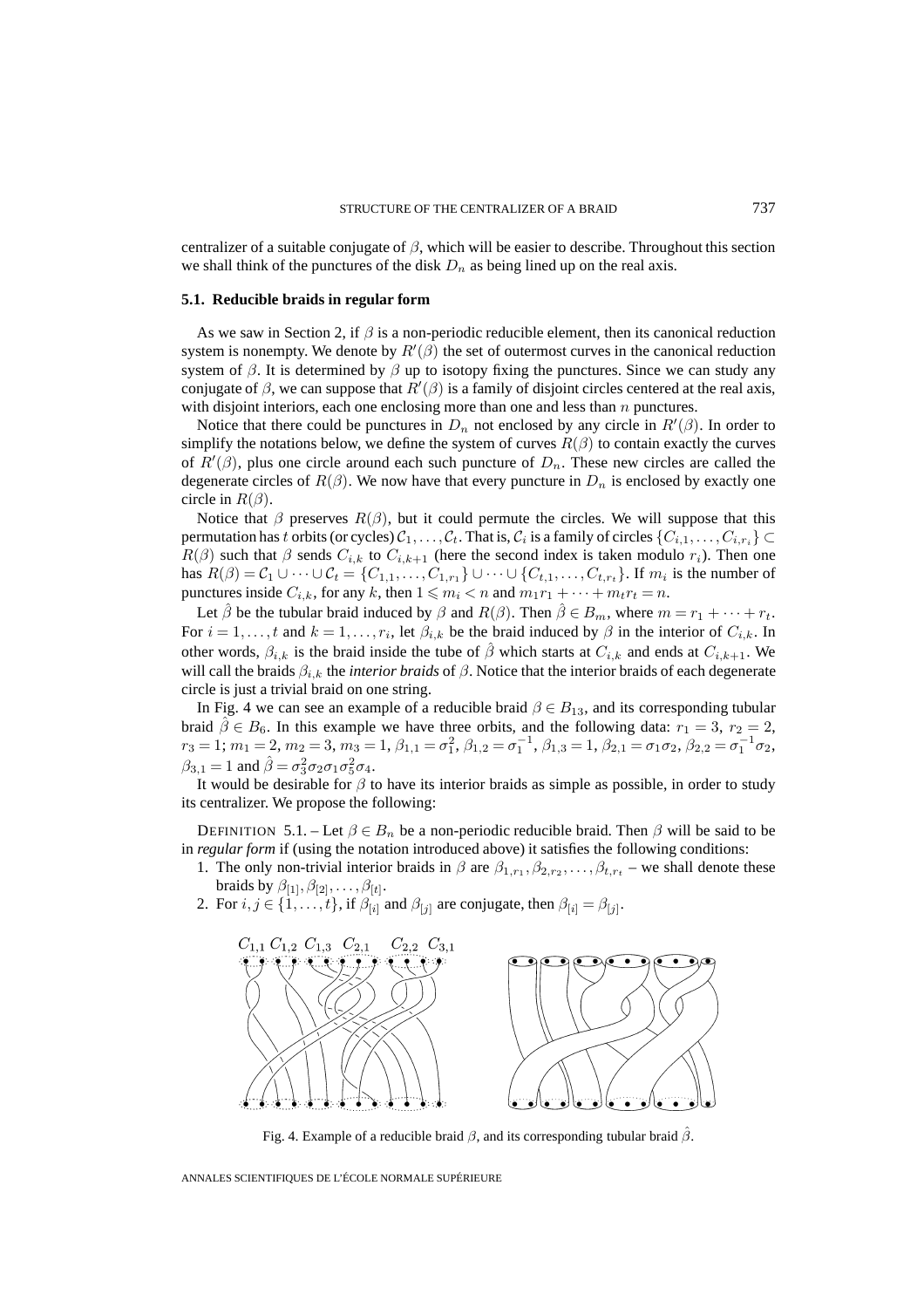centralizer of a suitable conjugate of $\beta$, which will be easier to describe. Throughout this section we shall think of the punctures of the disk $D_n$ as being lined up on the real axis.

### 5.1. Reducible braids in regular form

As we saw in Section 2, if $\beta$ is a non-periodic reducible element, then its canonical reduction system is nonempty. We denote by $R'(\beta)$ the set of outermost curves in the canonical reduction system of $\beta$. It is determined by $\beta$ up to isotopy fixing the punctures. Since we can study any conjugate of $\beta$, we can suppose that $R'(\beta)$ is a family of disjoint circles centered at the real axis, with disjoint interiors, each one enclosing more than one and less than $n$ punctures.

Notice that there could be punctures in $D_n$ not enclosed by any circle in $R'(\beta)$. In order to simplify the notations below, we define the system of curves $R(\beta)$ to contain exactly the curves of $R'(\beta)$, plus one circle around each such puncture of $D_n$. These new circles are called the degenerate circles of $R(\beta)$. We now have that every puncture in $D_n$ is enclosed by exactly one circle in $R(\beta)$.

Notice that $\beta$ preserves $R(\beta)$, but it could permute the circles. We will suppose that this permutation has $t$ orbits (or cycles) $\mathcal{C}_1,\dots,\mathcal{C}_t$. That is, $\mathcal{C}_i$ is a family of circles $\{C_{i,1},\dots,C_{i,r_i}\}\subset R(\beta)$ such that $\beta$ sends $C_{i,k}$ to $C_{i,k+1}$ (here the second index is taken modulo $r_i$). Then one has $R(\beta)=\mathcal{C}_1\cup\dots\cup\mathcal{C}_t=\{C_{1,1},\dots,C_{1,r_1}\}\cup\dots\cup\{C_{t,1},\dots,C_{t,r_t}\}$. If $m_i$ is the number of punctures inside $C_{i,k}$, for any $k$, then $1\leqslant m_i<n$ and $m_1r_1+\dots+m_tr_t=n$.

Let $\hat{\beta}$ be the tubular braid induced by $\beta$ and $R(\beta)$. Then $\hat{\beta}\in B_m$, where $m=r_1+\dots+r_t$. For $i=1,\dots,t$ and $k=1,\dots,r_i$, let $\beta_{i,k}$ be the braid induced by $\beta$ in the interior of $C_{i,k}$. In other words, $\beta_{i,k}$ is the braid inside the tube of $\hat{\beta}$ which starts at $C_{i,k}$ and ends at $C_{i,k+1}$. We will call the braids $\beta_{i,k}$ the *interior braids* of $\beta$. Notice that the interior braids of each degenerate circle is just a trivial braid on one string.

In Fig. 4 we can see an example of a reducible braid $\beta\in B_{13}$, and its corresponding tubular braid $\hat{\beta}\in B_6$. In this example we have three orbits, and the following data: $r_1=3$, $r_2=2$, $r_3=1$; $m_1=2$, $m_2=3$, $m_3=1$, $\beta_{1,1}=\sigma_1^2$, $\beta_{1,2}=\sigma_1^{-1}$, $\beta_{1,3}=1$, $\beta_{2,1}=\sigma_1\sigma_2$, $\beta_{2,2}=\sigma_1^{-1}\sigma_2$, $\beta_{3,1}=1$ and $\hat{\beta}=\sigma_3^2\sigma_2\sigma_1\sigma_5^2\sigma_4$.

It would be desirable for $\beta$ to have its interior braids as simple as possible, in order to study its centralizer. We propose the following:

DEFINITION 5.1. – Let $\beta\in B_n$ be a non-periodic reducible braid. Then $\beta$ will be said to be in ***regular form*** if (using the notation introduced above) it satisfies the following conditions:

1. The only non-trivial interior braids in $\beta$ are $\beta_{1,r_1},\beta_{2,r_2},\dots,\beta_{t,r_t}$ – we shall denote these braids by $\beta_{[1]},\beta_{[2]},\dots,\beta_{[t]}$.
2. For $i,j\in\{1,\dots,t\}$, if $\beta_{[i]}$ and $\beta_{[j]}$ are conjugate, then $\beta_{[i]}=\beta_{[j]}$.

Fig. 4. Example of a reducible braid $\beta$, and its corresponding tubular braid $\hat{\beta}$.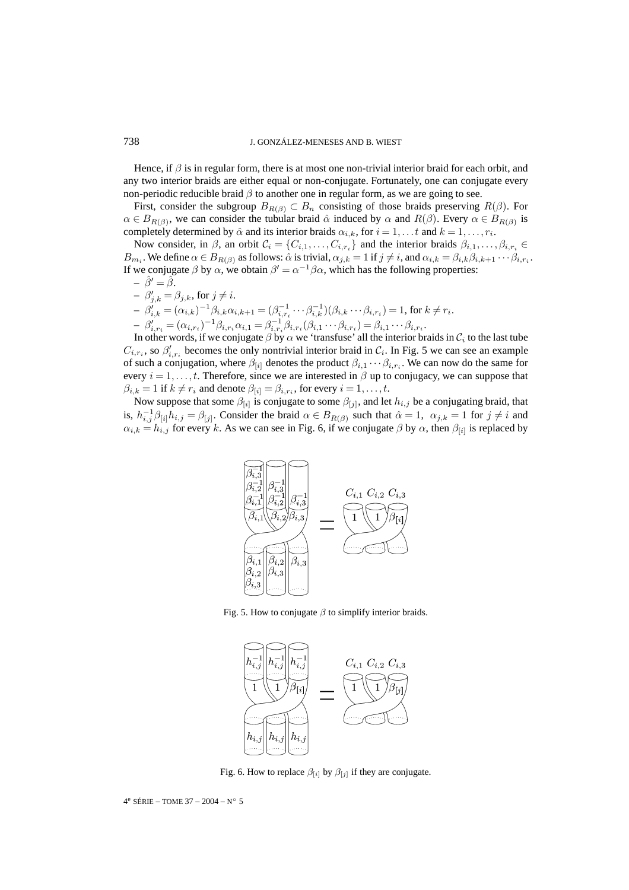Hence, if $\beta$ is in regular form, there is at most one non-trivial interior braid for each orbit, and any two interior braids are either equal or non-conjugate. Fortunately, one can conjugate every non-periodic reducible braid $\beta$ to another one in regular form, as we are going to see.

First, consider the subgroup $B_{R(\beta)} \subset B_n$ consisting of those braids preserving $R(\beta)$. For $\alpha \in B_{R(\beta)}$, we can consider the tubular braid $\hat{\alpha}$ induced by $\alpha$ and $R(\beta)$. Every $\alpha \in B_{R(\beta)}$ is completely determined by $\hat{\alpha}$ and its interior braids $\alpha_{i,k}$, for $i = 1, \ldots t$ and $k = 1, \ldots, r_i$.

Now consider, in $\beta$, an orbit $\mathcal{C}_i = \{C_{i,1}, \ldots, C_{i,r_i}\}$ and the interior braids $\beta_{i,1}, \ldots, \beta_{i,r_i} \in B_{m_i}$. We define $\alpha \in B_{R(\beta)}$ as follows: $\hat{\alpha}$ is trivial, $\alpha_{j,k} = 1$ if $j \neq i$, and $\alpha_{i,k} = \beta_{i,k}\beta_{i,k+1}\cdots\beta_{i,r_i}$. If we conjugate $\beta$ by $\alpha$, we obtain $\beta' = \alpha^{-1}\beta\alpha$, which has the following properties:

- $\hat{\beta}' = \hat{\beta}$.
- $\beta'_{j,k} = \beta_{j,k}$, for $j \neq i$.
- $\beta'_{i,k} = (\alpha_{i,k})^{-1}\beta_{i,k}\alpha_{i,k+1} = (\beta_{i,r_i}^{-1}\cdots\beta_{i,k}^{-1})(\beta_{i,k}\cdots\beta_{i,r_i}) = 1$, for $k \neq r_i$.
- $\beta'_{i,r_i} = (\alpha_{i,r_i})^{-1}\beta_{i,r_i}\alpha_{i,1} = \beta_{i,r_i}^{-1}\beta_{i,r_i}(\beta_{i,1}\cdots\beta_{i,r_i}) = \beta_{i,1}\cdots\beta_{i,r_i}$.

In other words, if we conjugate $\beta$ by $\alpha$ we 'transfuse' all the interior braids in $\mathcal{C}_i$ to the last tube $C_{i,r_i}$, so $\beta'_{i,r_i}$ becomes the only nontrivial interior braid in $\mathcal{C}_i$. In Fig. 5 we can see an example of such a conjugation, where $\beta_{[i]}$ denotes the product $\beta_{i,1}\cdots\beta_{i,r_i}$. We can now do the same for every $i = 1, \ldots, t$. Therefore, since we are interested in $\beta$ up to conjugacy, we can suppose that $\beta_{i,k} = 1$ if $k \neq r_i$ and denote $\beta_{[i]} = \beta_{i,r_i}$, for every $i = 1, \ldots, t$.

Now suppose that some $\beta_{[i]}$ is conjugate to some $\beta_{[j]}$, and let $h_{i,j}$ be a conjugating braid, that is, $h_{i,j}^{-1}\beta_{[i]}h_{i,j} = \beta_{[j]}$. Consider the braid $\alpha \in B_{R(\beta)}$ such that $\hat{\alpha} = 1$, $\alpha_{j,k} = 1$ for $j \neq i$ and $\alpha_{i,k} = h_{i,j}$ for every $k$. As we can see in Fig. 6, if we conjugate $\beta$ by $\alpha$, then $\beta_{[i]}$ is replaced by

Fig. 5. How to conjugate $\beta$ to simplify interior braids.

Fig. 6. How to replace $\beta_{[i]}$ by $\beta_{[j]}$ if they are conjugate.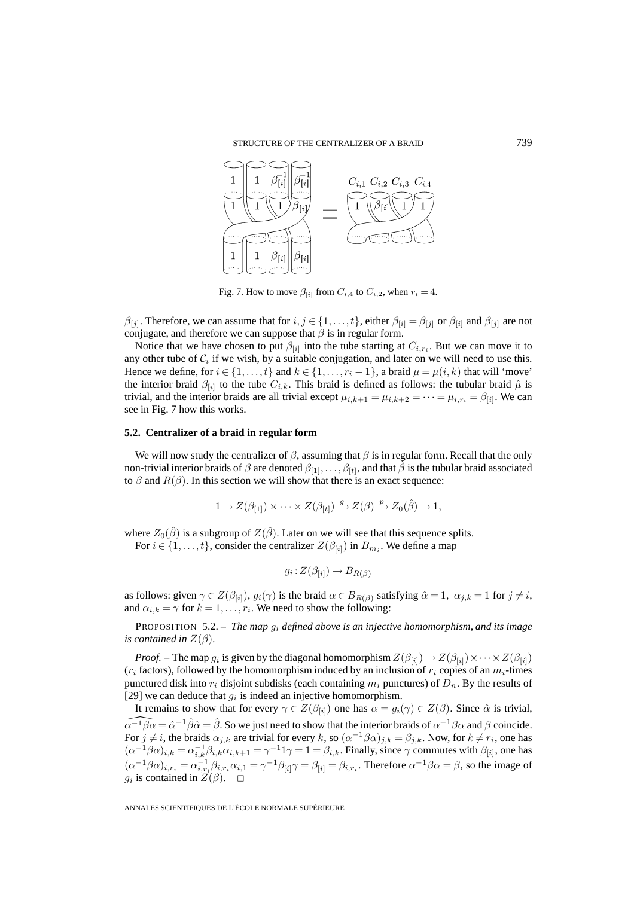Fig. 7. How to move $\beta_{[i]}$ from $C_{i,4}$ to $C_{i,2}$, when $r_i = 4$.

$\beta_{[j]}$. Therefore, we can assume that for $i,j \in \{1,\dots,t\}$, either $\beta_{[i]} = \beta_{[j]}$ or $\beta_{[i]}$ and $\beta_{[j]}$ are not conjugate, and therefore we can suppose that $\beta$ is in regular form.

Notice that we have chosen to put $\beta_{[i]}$ into the tube starting at $C_{i,r_i}$. But we can move it to any other tube of $\mathcal{C}_i$ if we wish, by a suitable conjugation, and later on we will need to use this. Hence we define, for $i \in \{1,\dots,t\}$ and $k \in \{1,\dots,r_i - 1\}$, a braid $\mu = \mu(i,k)$ that will 'move' the interior braid $\beta_{[i]}$ to the tube $C_{i,k}$. This braid is defined as follows: the tubular braid $\hat{\mu}$ is trivial, and the interior braids are all trivial except $\mu_{i,k+1} = \mu_{i,k+2} = \cdots = \mu_{i,r_i} = \beta_{[i]}$. We can see in Fig. 7 how this works.

### 5.2. Centralizer of a braid in regular form

We will now study the centralizer of $\beta$, assuming that $\beta$ is in regular form. Recall that the only non-trivial interior braids of $\beta$ are denoted $\beta_{[1]},\dots,\beta_{[t]}$, and that $\hat{\beta}$ is the tubular braid associated to $\beta$ and $R(\beta)$. In this section we will show that there is an exact sequence:

$$1 \to Z(\beta_{[1]}) \times \cdots \times Z(\beta_{[t]}) \xrightarrow{g} Z(\beta) \xrightarrow{p} Z_0(\hat{\beta}) \to 1,$$

where $Z_0(\hat{\beta})$ is a subgroup of $Z(\hat{\beta})$. Later on we will see that this sequence splits.

For $i \in \{1,\dots,t\}$, consider the centralizer $Z(\beta_{[i]})$ in $B_{m_i}$. We define a map

$$g_i : Z(\beta_{[i]}) \to B_{R(\beta)}$$

as follows: given $\gamma \in Z(\beta_{[i]})$, $g_i(\gamma)$ is the braid $\alpha \in B_{R(\beta)}$ satisfying $\hat{\alpha} = 1$, $\alpha_{j,k} = 1$ for $j \neq i$, and $\alpha_{i,k} = \gamma$ for $k = 1,\dots,r_i$. We need to show the following:

PROPOSITION 5.2. – *The map $g_i$ defined above is an injective homomorphism, and its image is contained in $Z(\beta)$.*

*Proof.* – The map $g_i$ is given by the diagonal homomorphism $Z(\beta_{[i]}) \to Z(\beta_{[i]}) \times \cdots \times Z(\beta_{[i]})$ ($r_i$ factors), followed by the homomorphism induced by an inclusion of $r_i$ copies of an $m_i$-times punctured disk into $r_i$ disjoint subdisks (each containing $m_i$ punctures) of $D_n$. By the results of [29] we can deduce that $g_i$ is indeed an injective homomorphism.

It remains to show that for every $\gamma \in Z(\beta_{[i]})$ one has $\alpha = g_i(\gamma) \in Z(\beta)$. Since $\hat{\alpha}$ is trivial, $\widehat{\alpha^{-1}\beta\alpha} = \hat{\alpha}^{-1}\hat{\beta}\hat{\alpha} = \hat{\beta}$. So we just need to show that the interior braids of $\alpha^{-1}\beta\alpha$ and $\beta$ coincide. For $j \neq i$, the braids $\alpha_{j,k}$ are trivial for every $k$, so $(\alpha^{-1}\beta\alpha)_{j,k} = \beta_{j,k}$. Now, for $k \neq r_i$, one has $(\alpha^{-1}\beta\alpha)_{i,k} = \alpha_{i,k}^{-1}\beta_{i,k}\alpha_{i,k+1} = \gamma^{-1}1\gamma = 1 = \beta_{i,k}$. Finally, since $\gamma$ commutes with $\beta_{[i]}$, one has $(\alpha^{-1}\beta\alpha)_{i,r_i} = \alpha_{i,r_i}^{-1}\beta_{i,r_i}\alpha_{i,1} = \gamma^{-1}\beta_{[i]}\gamma = \beta_{[i]} = \beta_{i,r_i}$. Therefore $\alpha^{-1}\beta\alpha = \beta$, so the image of $g_i$ is contained in $Z(\beta)$. $\square$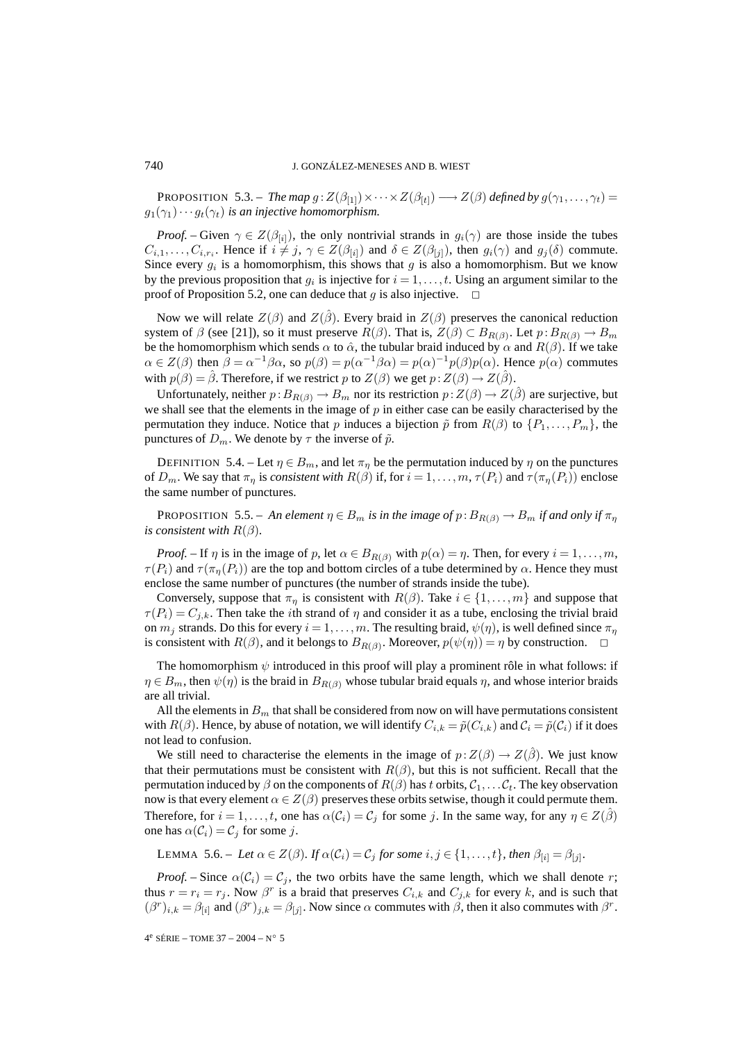PROPOSITION 5.3. – *The map $g: Z(\beta_{[1]}) \times \cdots \times Z(\beta_{[t]}) \longrightarrow Z(\beta)$ defined by $g(\gamma_1, \ldots, \gamma_t) = g_1(\gamma_1) \cdots g_t(\gamma_t)$ is an injective homomorphism.*

*Proof.* – Given $\gamma \in Z(\beta_{[i]})$, the only nontrivial strands in $g_i(\gamma)$ are those inside the tubes $C_{i,1}, \ldots, C_{i,r_i}$. Hence if $i \neq j$, $\gamma \in Z(\beta_{[i]})$ and $\delta \in Z(\beta_{[j]})$, then $g_i(\gamma)$ and $g_j(\delta)$ commute. Since every $g_i$ is a homomorphism, this shows that $g$ is also a homomorphism. But we know by the previous proposition that $g_i$ is injective for $i = 1, \ldots, t$. Using an argument similar to the proof of Proposition 5.2, one can deduce that $g$ is also injective. □

Now we will relate $Z(\beta)$ and $Z(\hat{\beta})$. Every braid in $Z(\beta)$ preserves the canonical reduction system of $\beta$ (see [21]), so it must preserve $R(\beta)$. That is, $Z(\beta) \subset B_{R(\beta)}$. Let $p: B_{R(\beta)} \to B_m$ be the homomorphism which sends $\alpha$ to $\hat{\alpha}$, the tubular braid induced by $\alpha$ and $R(\beta)$. If we take $\alpha \in Z(\beta)$ then $\beta = \alpha^{-1}\beta\alpha$, so $p(\beta) = p(\alpha^{-1}\beta\alpha) = p(\alpha)^{-1}p(\beta)p(\alpha)$. Hence $p(\alpha)$ commutes with $p(\beta) = \hat{\beta}$. Therefore, if we restrict $p$ to $Z(\beta)$ we get $p: Z(\beta) \to Z(\hat{\beta})$.

Unfortunately, neither $p: B_{R(\beta)} \to B_m$ nor its restriction $p: Z(\beta) \to Z(\hat{\beta})$ are surjective, but we shall see that the elements in the image of $p$ in either case can be easily characterised by the permutation they induce. Notice that $p$ induces a bijection $\tilde{p}$ from $R(\beta)$ to $\{P_1, \ldots, P_m\}$, the punctures of $D_m$. We denote by $\tau$ the inverse of $\tilde{p}$.

DEFINITION 5.4. – Let $\eta \in B_m$, and let $\pi_\eta$ be the permutation induced by $\eta$ on the punctures of $D_m$. We say that $\pi_\eta$ is *consistent with* $R(\beta)$ if, for $i = 1, \ldots, m$, $\tau(P_i)$ and $\tau(\pi_\eta(P_i))$ enclose the same number of punctures.

PROPOSITION 5.5. – *An element $\eta \in B_m$ is in the image of $p: B_{R(\beta)} \to B_m$ if and only if $\pi_\eta$ is consistent with $R(\beta)$.*

*Proof.* – If $\eta$ is in the image of $p$, let $\alpha \in B_{R(\beta)}$ with $p(\alpha) = \eta$. Then, for every $i = 1, \ldots, m$, $\tau(P_i)$ and $\tau(\pi_\eta(P_i))$ are the top and bottom circles of a tube determined by $\alpha$. Hence they must enclose the same number of punctures (the number of strands inside the tube).

Conversely, suppose that $\pi_\eta$ is consistent with $R(\beta)$. Take $i \in \{1, \ldots, m\}$ and suppose that $\tau(P_i) = C_{j,k}$. Then take the $i$th strand of $\eta$ and consider it as a tube, enclosing the trivial braid on $m_j$ strands. Do this for every $i = 1, \ldots, m$. The resulting braid, $\psi(\eta)$, is well defined since $\pi_\eta$ is consistent with $R(\beta)$, and it belongs to $B_{R(\beta)}$. Moreover, $p(\psi(\eta)) = \eta$ by construction. □

The homomorphism $\psi$ introduced in this proof will play a prominent rôle in what follows: if $\eta \in B_m$, then $\psi(\eta)$ is the braid in $B_{R(\beta)}$ whose tubular braid equals $\eta$, and whose interior braids are all trivial.

All the elements in $B_m$ that shall be considered from now on will have permutations consistent with $R(\beta)$. Hence, by abuse of notation, we will identify $C_{i,k} = \tilde{p}(C_{i,k})$ and $\mathcal{C}_i = \tilde{p}(\mathcal{C}_i)$ if it does not lead to confusion.

We still need to characterise the elements in the image of $p: Z(\beta) \to Z(\hat{\beta})$. We just know that their permutations must be consistent with $R(\beta)$, but this is not sufficient. Recall that the permutation induced by $\beta$ on the components of $R(\beta)$ has $t$ orbits, $\mathcal{C}_1, \ldots \mathcal{C}_t$. The key observation now is that every element $\alpha \in Z(\beta)$ preserves these orbits setwise, though it could permute them. Therefore, for $i = 1, \ldots, t$, one has $\alpha(\mathcal{C}_i) = \mathcal{C}_j$ for some $j$. In the same way, for any $\eta \in Z(\hat{\beta})$ one has $\alpha(\mathcal{C}_i) = \mathcal{C}_j$ for some $j$.

LEMMA 5.6. – *Let $\alpha \in Z(\beta)$. If $\alpha(\mathcal{C}_i) = \mathcal{C}_j$ for some $i, j \in \{1, \ldots, t\}$, then $\beta_{[i]} = \beta_{[j]}$.*

*Proof.* – Since $\alpha(\mathcal{C}_i) = \mathcal{C}_j$, the two orbits have the same length, which we shall denote $r$; thus $r = r_i = r_j$. Now $\beta^r$ is a braid that preserves $C_{i,k}$ and $C_{j,k}$ for every $k$, and is such that $(\beta^r)_{i,k} = \beta_{[i]}$ and $(\beta^r)_{j,k} = \beta_{[j]}$. Now since $\alpha$ commutes with $\beta$, then it also commutes with $\beta^r$.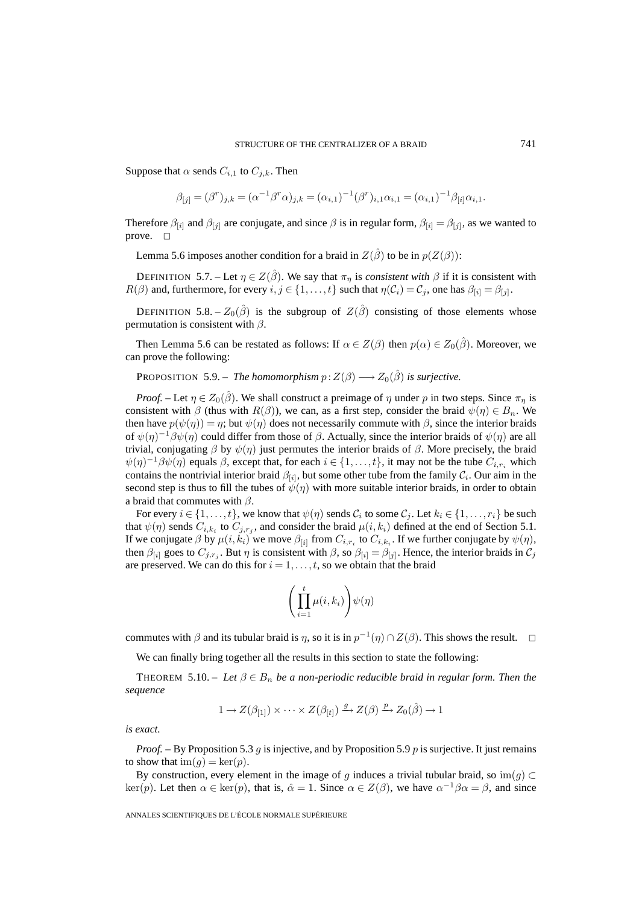Suppose that $\alpha$ sends $C_{i,1}$ to $C_{j,k}$. Then

$$\beta_{[j]} = (\beta^r)_{j,k} = (\alpha^{-1}\beta^r\alpha)_{j,k} = (\alpha_{i,1})^{-1}(\beta^r)_{i,1}\alpha_{i,1} = (\alpha_{i,1})^{-1}\beta_{[i]}\alpha_{i,1}.$$

Therefore $\beta_{[i]}$ and $\beta_{[j]}$ are conjugate, and since $\beta$ is in regular form, $\beta_{[i]} = \beta_{[j]}$, as we wanted to prove. $\square$

Lemma 5.6 imposes another condition for a braid in $Z(\hat{\beta})$ to be in $p(Z(\beta))$:

DEFINITION 5.7. – Let $\eta \in Z(\hat{\beta})$. We say that $\pi_\eta$ is *consistent with* $\beta$ if it is consistent with $R(\beta)$ and, furthermore, for every $i, j \in \{1, \ldots, t\}$ such that $\eta(\mathcal{C}_i) = \mathcal{C}_j$, one has $\beta_{[i]} = \beta_{[j]}$.

DEFINITION 5.8. – $Z_0(\hat{\beta})$ is the subgroup of $Z(\hat{\beta})$ consisting of those elements whose permutation is consistent with $\beta$.

Then Lemma 5.6 can be restated as follows: If $\alpha \in Z(\beta)$ then $p(\alpha) \in Z_0(\hat{\beta})$. Moreover, we can prove the following:

PROPOSITION 5.9. – *The homomorphism* $p : Z(\beta) \longrightarrow Z_0(\hat{\beta})$ *is surjective.*

*Proof.* – Let $\eta \in Z_0(\hat{\beta})$. We shall construct a preimage of $\eta$ under $p$ in two steps. Since $\pi_\eta$ is consistent with $\beta$ (thus with $R(\beta)$), we can, as a first step, consider the braid $\psi(\eta) \in B_n$. We then have $p(\psi(\eta)) = \eta$; but $\psi(\eta)$ does not necessarily commute with $\beta$, since the interior braids of $\psi(\eta)^{-1}\beta\psi(\eta)$ could differ from those of $\beta$. Actually, since the interior braids of $\psi(\eta)$ are all trivial, conjugating $\beta$ by $\psi(\eta)$ just permutes the interior braids of $\beta$. More precisely, the braid $\psi(\eta)^{-1}\beta\psi(\eta)$ equals $\beta$, except that, for each $i \in \{1, \ldots, t\}$, it may not be the tube $C_{i,r_i}$ which contains the nontrivial interior braid $\beta_{[i]}$, but some other tube from the family $\mathcal{C}_i$. Our aim in the second step is thus to fill the tubes of $\psi(\eta)$ with more suitable interior braids, in order to obtain a braid that commutes with $\beta$.

For every $i \in \{1, \ldots, t\}$, we know that $\psi(\eta)$ sends $\mathcal{C}_i$ to some $\mathcal{C}_j$. Let $k_i \in \{1, \ldots, r_i\}$ be such that $\psi(\eta)$ sends $C_{i,k_i}$ to $C_{j,r_j}$, and consider the braid $\mu(i, k_i)$ defined at the end of Section 5.1. If we conjugate $\beta$ by $\mu(i, k_i)$ we move $\beta_{[i]}$ from $C_{i,r_i}$ to $C_{i,k_i}$. If we further conjugate by $\psi(\eta)$, then $\beta_{[i]}$ goes to $C_{j,r_j}$. But $\eta$ is consistent with $\beta$, so $\beta_{[i]} = \beta_{[j]}$. Hence, the interior braids in $\mathcal{C}_j$ are preserved. We can do this for $i = 1, \ldots, t$, so we obtain that the braid

$$\left(\prod_{i=1}^{t} \mu(i, k_i)\right)\psi(\eta)$$

commutes with $\beta$ and its tubular braid is $\eta$, so it is in $p^{-1}(\eta) \cap Z(\beta)$. This shows the result. $\square$

We can finally bring together all the results in this section to state the following:

THEOREM 5.10. – *Let* $\beta \in B_n$ *be a non-periodic reducible braid in regular form. Then the sequence*

$$1 \to Z(\beta_{[1]}) \times \cdots \times Z(\beta_{[t]}) \xrightarrow{g} Z(\beta) \xrightarrow{p} Z_0(\hat{\beta}) \to 1$$

*is exact.*

*Proof.* – By Proposition 5.3 $g$ is injective, and by Proposition 5.9 $p$ is surjective. It just remains to show that $\mathrm{im}(g) = \ker(p)$.

By construction, every element in the image of $g$ induces a trivial tubular braid, so $\mathrm{im}(g) \subset \ker(p)$. Let then $\alpha \in \ker(p)$, that is, $\hat{\alpha} = 1$. Since $\alpha \in Z(\beta)$, we have $\alpha^{-1}\beta\alpha = \beta$, and since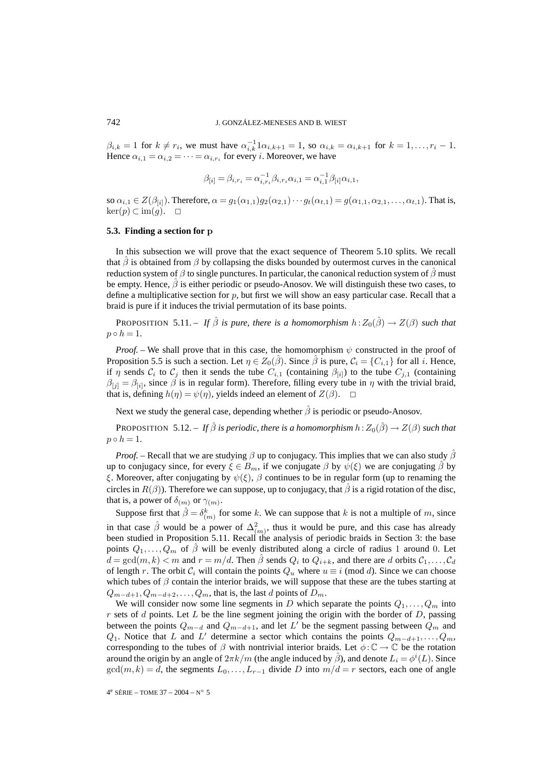$\beta_{i,k} = 1$ for $k \neq r_i$, we must have $\alpha_{i,k}^{-1} 1 \alpha_{i,k+1} = 1$, so $\alpha_{i,k} = \alpha_{i,k+1}$ for $k = 1, \ldots, r_i - 1$. Hence $\alpha_{i,1} = \alpha_{i,2} = \cdots = \alpha_{i,r_i}$ for every $i$. Moreover, we have

$$\beta_{[i]} = \beta_{i,r_i} = \alpha_{i,r_i}^{-1} \beta_{i,r_i} \alpha_{i,1} = \alpha_{i,1}^{-1} \beta_{[i]} \alpha_{i,1},$$

so $\alpha_{i,1} \in Z(\beta_{[i]})$. Therefore, $\alpha = g_1(\alpha_{1,1}) g_2(\alpha_{2,1}) \cdots g_t(\alpha_{t,1}) = g(\alpha_{1,1}, \alpha_{2,1}, \ldots, \alpha_{t,1})$. That is, $\ker(p) \subset \operatorname{im}(g)$. $\square$

### 5.3. Finding a section for p

In this subsection we will prove that the exact sequence of Theorem 5.10 splits. We recall that $\hat{\beta}$ is obtained from $\beta$ by collapsing the disks bounded by outermost curves in the canonical reduction system of $\beta$ to single punctures. In particular, the canonical reduction system of $\hat{\beta}$ must be empty. Hence, $\hat{\beta}$ is either periodic or pseudo-Anosov. We will distinguish these two cases, to define a multiplicative section for $p$, but first we will show an easy particular case. Recall that a braid is pure if it induces the trivial permutation of its base points.

PROPOSITION 5.11. – *If $\hat{\beta}$ is pure, there is a homomorphism $h : Z_0(\hat{\beta}) \to Z(\beta)$ such that $p \circ h = 1$.*

*Proof.* – We shall prove that in this case, the homomorphism $\psi$ constructed in the proof of Proposition 5.5 is such a section. Let $\eta \in Z_0(\hat{\beta})$. Since $\hat{\beta}$ is pure, $\mathcal{C}_i = \{C_{i,1}\}$ for all $i$. Hence, if $\eta$ sends $\mathcal{C}_i$ to $\mathcal{C}_j$ then it sends the tube $C_{i,1}$ (containing $\beta_{[i]}$) to the tube $C_{j,1}$ (containing $\beta_{[j]} = \beta_{[i]}$, since $\beta$ is in regular form). Therefore, filling every tube in $\eta$ with the trivial braid, that is, defining $h(\eta) = \psi(\eta)$, yields indeed an element of $Z(\beta)$. $\square$

Next we study the general case, depending whether $\hat{\beta}$ is periodic or pseudo-Anosov.

PROPOSITION 5.12. – *If $\hat{\beta}$ is periodic, there is a homomorphism $h : Z_0(\hat{\beta}) \to Z(\beta)$ such that $p \circ h = 1$.*

*Proof.* – Recall that we are studying $\beta$ up to conjugacy. This implies that we can also study $\hat{\beta}$ up to conjugacy since, for every $\xi \in B_m$, if we conjugate $\beta$ by $\psi(\xi)$ we are conjugating $\hat{\beta}$ by $\xi$. Moreover, after conjugating by $\psi(\xi)$, $\beta$ continues to be in regular form (up to renaming the circles in $R(\beta)$). Therefore we can suppose, up to conjugacy, that $\hat{\beta}$ is a rigid rotation of the disc, that is, a power of $\delta_{(m)}$ or $\gamma_{(m)}$.

Suppose first that $\hat{\beta} = \delta_{(m)}^k$ for some $k$. We can suppose that $k$ is not a multiple of $m$, since in that case $\hat{\beta}$ would be a power of $\Delta_{(m)}^2$, thus it would be pure, and this case has already been studied in Proposition 5.11. Recall the analysis of periodic braids in Section 3: the base points $Q_1, \ldots, Q_m$ of $\hat{\beta}$ will be evenly distributed along a circle of radius 1 around 0. Let $d = \gcd(m,k) < m$ and $r = m/d$. Then $\hat{\beta}$ sends $Q_i$ to $Q_{i+k}$, and there are $d$ orbits $\mathcal{C}_1, \ldots, \mathcal{C}_d$ of length $r$. The orbit $\mathcal{C}_i$ will contain the points $Q_u$ where $u \equiv i$ (mod $d$). Since we can choose which tubes of $\beta$ contain the interior braids, we will suppose that these are the tubes starting at $Q_{m-d+1}, Q_{m-d+2}, \ldots, Q_m$, that is, the last $d$ points of $D_m$.

We will consider now some line segments in $D$ which separate the points $Q_1, \ldots, Q_m$ into $r$ sets of $d$ points. Let $L$ be the line segment joining the origin with the border of $D$, passing between the points $Q_{m-d}$ and $Q_{m-d+1}$, and let $L'$ be the segment passing between $Q_m$ and $Q_1$. Notice that $L$ and $L'$ determine a sector which contains the points $Q_{m-d+1}, \ldots, Q_m$, corresponding to the tubes of $\beta$ with nontrivial interior braids. Let $\phi : \mathbb{C} \to \mathbb{C}$ be the rotation around the origin by an angle of $2\pi k/m$ (the angle induced by $\hat{\beta}$), and denote $L_i = \phi^i(L)$. Since $\gcd(m,k) = d$, the segments $L_0, \ldots, L_{r-1}$ divide $D$ into $m/d = r$ sectors, each one of angle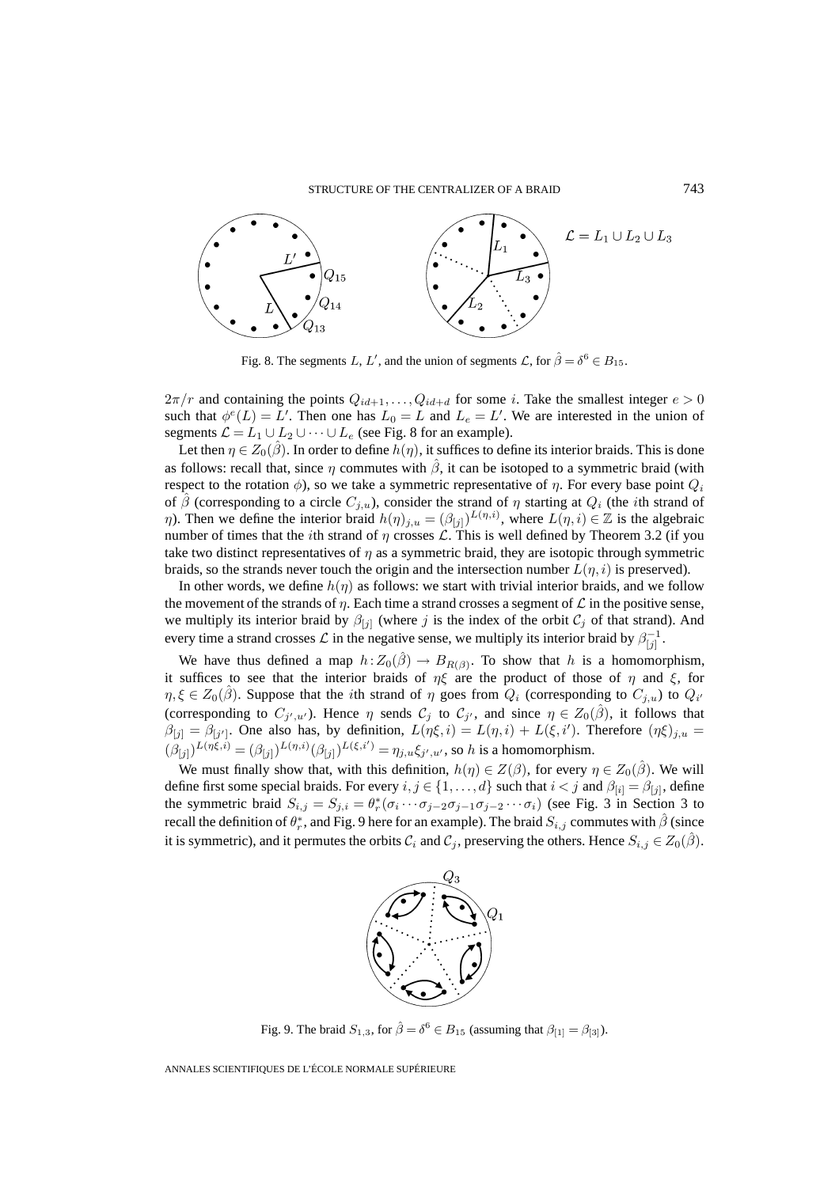Fig. 8. The segments $L$, $L'$, and the union of segments $\mathcal{L}$, for $\hat{\beta} = \delta^6 \in B_{15}$.

$2\pi/r$ and containing the points $Q_{id+1}, \ldots, Q_{id+d}$ for some $i$. Take the smallest integer $e > 0$ such that $\phi^e(L) = L'$. Then one has $L_0 = L$ and $L_e = L'$. We are interested in the union of segments $\mathcal{L} = L_1 \cup L_2 \cup \cdots \cup L_e$ (see Fig. 8 for an example).

Let then $\eta \in Z_0(\hat{\beta})$. In order to define $h(\eta)$, it suffices to define its interior braids. This is done as follows: recall that, since $\eta$ commutes with $\hat{\beta}$, it can be isotoped to a symmetric braid (with respect to the rotation $\phi$), so we take a symmetric representative of $\eta$. For every base point $Q_i$ of $\hat{\beta}$ (corresponding to a circle $C_{j,u}$), consider the strand of $\eta$ starting at $Q_i$ (the $i$th strand of $\eta$). Then we define the interior braid $h(\eta)_{j,u} = (\beta_{[j]})^{L(\eta,i)}$, where $L(\eta,i) \in \mathbb{Z}$ is the algebraic number of times that the $i$th strand of $\eta$ crosses $\mathcal{L}$. This is well defined by Theorem 3.2 (if you take two distinct representatives of $\eta$ as a symmetric braid, they are isotopic through symmetric braids, so the strands never touch the origin and the intersection number $L(\eta,i)$ is preserved).

In other words, we define $h(\eta)$ as follows: we start with trivial interior braids, and we follow the movement of the strands of $\eta$. Each time a strand crosses a segment of $\mathcal{L}$ in the positive sense, we multiply its interior braid by $\beta_{[j]}$ (where $j$ is the index of the orbit $\mathcal{C}_j$ of that strand). And every time a strand crosses $\mathcal{L}$ in the negative sense, we multiply its interior braid by $\beta_{[j]}^{-1}$.

We have thus defined a map $h: Z_0(\hat{\beta}) \to B_{R(\beta)}$. To show that $h$ is a homomorphism, it suffices to see that the interior braids of $\eta\xi$ are the product of those of $\eta$ and $\xi$, for $\eta, \xi \in Z_0(\hat{\beta})$. Suppose that the $i$th strand of $\eta$ goes from $Q_i$ (corresponding to $C_{j,u}$) to $Q_{i'}$ (corresponding to $C_{j',u'}$). Hence $\eta$ sends $\mathcal{C}_j$ to $\mathcal{C}_{j'}$, and since $\eta \in Z_0(\hat{\beta})$, it follows that $\beta_{[j]} = \beta_{[j']}$. One also has, by definition, $L(\eta\xi, i) = L(\eta, i) + L(\xi, i')$. Therefore $(\eta\xi)_{j,u} = (\beta_{[j]})^{L(\eta\xi,i)} = (\beta_{[j]})^{L(\eta,i)}(\beta_{[j]})^{L(\xi,i')} = \eta_{j,u}\xi_{j',u'}$, so $h$ is a homomorphism.

We must finally show that, with this definition, $h(\eta) \in Z(\beta)$, for every $\eta \in Z_0(\hat{\beta})$. We will define first some special braids. For every $i, j \in \{1, \ldots, d\}$ such that $i < j$ and $\beta_{[i]} = \beta_{[j]}$, define the symmetric braid $S_{i,j} = S_{j,i} = \theta_r^*(\sigma_i \cdots \sigma_{j-2}\sigma_{j-1}\sigma_{j-2} \cdots \sigma_i)$ (see Fig. 3 in Section 3 to recall the definition of $\theta_r^*$, and Fig. 9 here for an example). The braid $S_{i,j}$ commutes with $\hat{\beta}$ (since it is symmetric), and it permutes the orbits $\mathcal{C}_i$ and $\mathcal{C}_j$, preserving the others. Hence $S_{i,j} \in Z_0(\hat{\beta})$.

Fig. 9. The braid $S_{1,3}$, for $\hat{\beta} = \delta^6 \in B_{15}$ (assuming that $\beta_{[1]} = \beta_{[3]}$).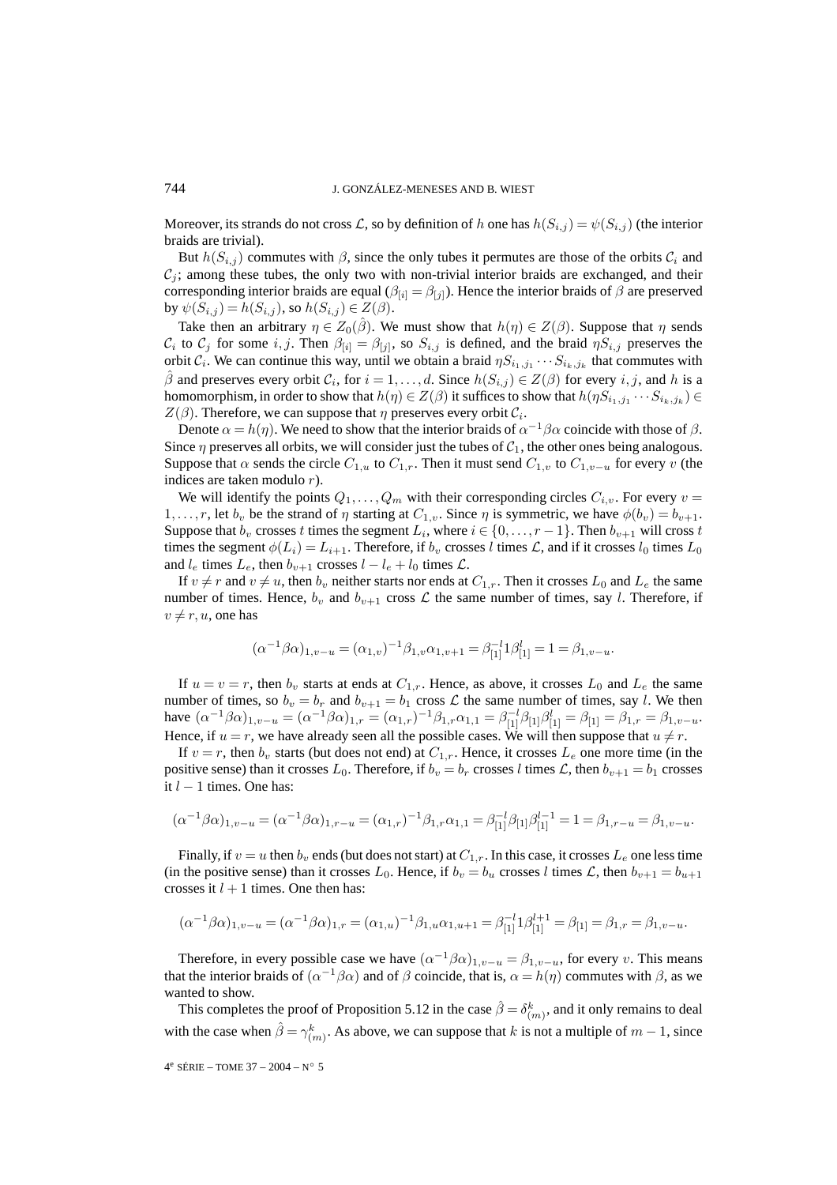Moreover, its strands do not cross $\mathcal{L}$, so by definition of $h$ one has $h(S_{i,j}) = \psi(S_{i,j})$ (the interior braids are trivial).

But $h(S_{i,j})$ commutes with $\beta$, since the only tubes it permutes are those of the orbits $\mathcal{C}_i$ and $\mathcal{C}_j$; among these tubes, the only two with non-trivial interior braids are exchanged, and their corresponding interior braids are equal ($\beta_{[i]} = \beta_{[j]}$). Hence the interior braids of $\beta$ are preserved by $\psi(S_{i,j}) = h(S_{i,j})$, so $h(S_{i,j}) \in Z(\beta)$.

Take then an arbitrary $\eta \in Z_0(\hat{\beta})$. We must show that $h(\eta) \in Z(\beta)$. Suppose that $\eta$ sends $\mathcal{C}_i$ to $\mathcal{C}_j$ for some $i, j$. Then $\beta_{[i]} = \beta_{[j]}$, so $S_{i,j}$ is defined, and the braid $\eta S_{i,j}$ preserves the orbit $\mathcal{C}_i$. We can continue this way, until we obtain a braid $\eta S_{i_1,j_1} \cdots S_{i_k,j_k}$ that commutes with $\hat{\beta}$ and preserves every orbit $\mathcal{C}_i$, for $i = 1, \ldots, d$. Since $h(S_{i,j}) \in Z(\beta)$ for every $i, j$, and $h$ is a homomorphism, in order to show that $h(\eta) \in Z(\beta)$ it suffices to show that $h(\eta S_{i_1,j_1} \cdots S_{i_k,j_k}) \in Z(\beta)$. Therefore, we can suppose that $\eta$ preserves every orbit $\mathcal{C}_i$.

Denote $\alpha = h(\eta)$. We need to show that the interior braids of $\alpha^{-1}\beta\alpha$ coincide with those of $\beta$. Since $\eta$ preserves all orbits, we will consider just the tubes of $\mathcal{C}_1$, the other ones being analogous. Suppose that $\alpha$ sends the circle $C_{1,u}$ to $C_{1,r}$. Then it must send $C_{1,v}$ to $C_{1,v-u}$ for every $v$ (the indices are taken modulo $r$).

We will identify the points $Q_1, \ldots, Q_m$ with their corresponding circles $C_{i,v}$. For every $v = 1, \ldots, r$, let $b_v$ be the strand of $\eta$ starting at $C_{1,v}$. Since $\eta$ is symmetric, we have $\phi(b_v) = b_{v+1}$. Suppose that $b_v$ crosses $t$ times the segment $L_i$, where $i \in \{0, \ldots, r-1\}$. Then $b_{v+1}$ will cross $t$ times the segment $\phi(L_i) = L_{i+1}$. Therefore, if $b_v$ crosses $l$ times $\mathcal{L}$, and if it crosses $l_0$ times $L_0$ and $l_e$ times $L_e$, then $b_{v+1}$ crosses $l - l_e + l_0$ times $\mathcal{L}$.

If $v \neq r$ and $v \neq u$, then $b_v$ neither starts nor ends at $C_{1,r}$. Then it crosses $L_0$ and $L_e$ the same number of times. Hence, $b_v$ and $b_{v+1}$ cross $\mathcal{L}$ the same number of times, say $l$. Therefore, if $v \neq r, u$, one has

$$(\alpha^{-1}\beta\alpha)_{1,v-u} = (\alpha_{1,v})^{-1}\beta_{1,v}\alpha_{1,v+1} = \beta_{[1]}^{-l} 1 \beta_{[1]}^{l} = 1 = \beta_{1,v-u}.$$

If $u = v = r$, then $b_v$ starts at ends at $C_{1,r}$. Hence, as above, it crosses $L_0$ and $L_e$ the same number of times, so $b_v = b_r$ and $b_{v+1} = b_1$ cross $\mathcal{L}$ the same number of times, say $l$. We then have $(\alpha^{-1}\beta\alpha)_{1,v-u} = (\alpha^{-1}\beta\alpha)_{1,r} = (\alpha_{1,r})^{-1}\beta_{1,r}\alpha_{1,1} = \beta_{[1]}^{-l}\beta_{[1]}\beta_{[1]}^{l} = \beta_{[1]} = \beta_{1,r} = \beta_{1,v-u}$. Hence, if $u = r$, we have already seen all the possible cases. We will then suppose that $u \neq r$.

If $v = r$, then $b_v$ starts (but does not end) at $C_{1,r}$. Hence, it crosses $L_e$ one more time (in the positive sense) than it crosses $L_0$. Therefore, if $b_v = b_r$ crosses $l$ times $\mathcal{L}$, then $b_{v+1} = b_1$ crosses it $l-1$ times. One has:

$$(\alpha^{-1}\beta\alpha)_{1,v-u} = (\alpha^{-1}\beta\alpha)_{1,r-u} = (\alpha_{1,r})^{-1}\beta_{1,r}\alpha_{1,1} = \beta_{[1]}^{-l}\beta_{[1]}\beta_{[1]}^{l-1} = 1 = \beta_{1,r-u} = \beta_{1,v-u}.$$

Finally, if $v = u$ then $b_v$ ends (but does not start) at $C_{1,r}$. In this case, it crosses $L_e$ one less time (in the positive sense) than it crosses $L_0$. Hence, if $b_v = b_u$ crosses $l$ times $\mathcal{L}$, then $b_{v+1} = b_{u+1}$ crosses it $l+1$ times. One then has:

$$(\alpha^{-1}\beta\alpha)_{1,v-u} = (\alpha^{-1}\beta\alpha)_{1,r} = (\alpha_{1,u})^{-1}\beta_{1,u}\alpha_{1,u+1} = \beta_{[1]}^{-l} 1 \beta_{[1]}^{l+1} = \beta_{[1]} = \beta_{1,r} = \beta_{1,v-u}.$$

Therefore, in every possible case we have $(\alpha^{-1}\beta\alpha)_{1,v-u} = \beta_{1,v-u}$, for every $v$. This means that the interior braids of $(\alpha^{-1}\beta\alpha)$ and of $\beta$ coincide, that is, $\alpha = h(\eta)$ commutes with $\beta$, as we wanted to show.

This completes the proof of Proposition 5.12 in the case $\hat{\beta} = \delta_{(m)}^k$, and it only remains to deal with the case when $\hat{\beta} = \gamma_{(m)}^k$. As above, we can suppose that $k$ is not a multiple of $m-1$, since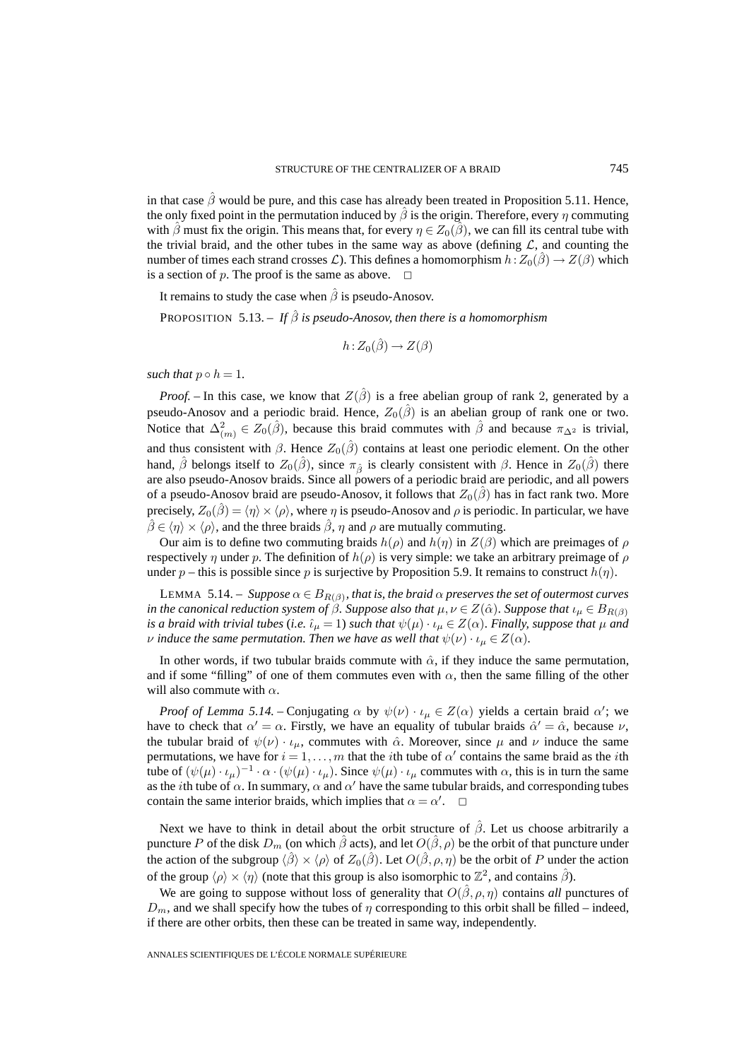in that case $\hat{\beta}$ would be pure, and this case has already been treated in Proposition 5.11. Hence, the only fixed point in the permutation induced by $\hat{\beta}$ is the origin. Therefore, every $\eta$ commuting with $\hat{\beta}$ must fix the origin. This means that, for every $\eta \in Z_0(\hat{\beta})$, we can fill its central tube with the trivial braid, and the other tubes in the same way as above (defining $\mathcal{L}$, and counting the number of times each strand crosses $\mathcal{L}$). This defines a homomorphism $h: Z_0(\hat{\beta}) \to Z(\beta)$ which is a section of $p$. The proof is the same as above. $\square$

It remains to study the case when $\hat{\beta}$ is pseudo-Anosov.

PROPOSITION 5.13. – *If $\hat{\beta}$ is pseudo-Anosov, then there is a homomorphism*

$$h: Z_0(\hat{\beta}) \to Z(\beta)$$

*such that $p \circ h = 1$.*

*Proof.* – In this case, we know that $Z(\hat{\beta})$ is a free abelian group of rank 2, generated by a pseudo-Anosov and a periodic braid. Hence, $Z_0(\hat{\beta})$ is an abelian group of rank one or two. Notice that $\Delta^2_{(m)} \in Z_0(\hat{\beta})$, because this braid commutes with $\hat{\beta}$ and because $\pi_{\Delta^2}$ is trivial, and thus consistent with $\beta$. Hence $Z_0(\hat{\beta})$ contains at least one periodic element. On the other hand, $\hat{\beta}$ belongs itself to $Z_0(\hat{\beta})$, since $\pi_{\hat{\beta}}$ is clearly consistent with $\beta$. Hence in $Z_0(\hat{\beta})$ there are also pseudo-Anosov braids. Since all powers of a periodic braid are periodic, and all powers of a pseudo-Anosov braid are pseudo-Anosov, it follows that $Z_0(\hat{\beta})$ has in fact rank two. More precisely, $Z_0(\hat{\beta}) = \langle \eta \rangle \times \langle \rho \rangle$, where $\eta$ is pseudo-Anosov and $\rho$ is periodic. In particular, we have $\hat{\beta} \in \langle \eta \rangle \times \langle \rho \rangle$, and the three braids $\hat{\beta}$, $\eta$ and $\rho$ are mutually commuting.

Our aim is to define two commuting braids $h(\rho)$ and $h(\eta)$ in $Z(\beta)$ which are preimages of $\rho$ respectively $\eta$ under $p$. The definition of $h(\rho)$ is very simple: we take an arbitrary preimage of $\rho$ under $p$ – this is possible since $p$ is surjective by Proposition 5.9. It remains to construct $h(\eta)$.

LEMMA 5.14. – *Suppose $\alpha \in B_{R(\beta)}$, that is, the braid $\alpha$ preserves the set of outermost curves in the canonical reduction system of $\beta$. Suppose also that $\mu, \nu \in Z(\hat{\alpha})$. Suppose that $\iota_\mu \in B_{R(\beta)}$ is a braid with trivial tubes (i.e. $\hat{\iota}_\mu = 1$) such that $\psi(\mu) \cdot \iota_\mu \in Z(\alpha)$. Finally, suppose that $\mu$ and $\nu$ induce the same permutation. Then we have as well that $\psi(\nu) \cdot \iota_\mu \in Z(\alpha)$.*

In other words, if two tubular braids commute with $\hat{\alpha}$, if they induce the same permutation, and if some "filling" of one of them commutes even with $\alpha$, then the same filling of the other will also commute with $\alpha$.

*Proof of Lemma 5.14.* – Conjugating $\alpha$ by $\psi(\nu) \cdot \iota_\mu \in Z(\alpha)$ yields a certain braid $\alpha'$; we have to check that $\alpha' = \alpha$. Firstly, we have an equality of tubular braids $\hat{\alpha}' = \hat{\alpha}$, because $\nu$, the tubular braid of $\psi(\nu) \cdot \iota_\mu$, commutes with $\hat{\alpha}$. Moreover, since $\mu$ and $\nu$ induce the same permutations, we have for $i = 1, \ldots, m$ that the $i$th tube of $\alpha'$ contains the same braid as the $i$th tube of $(\psi(\mu) \cdot \iota_\mu)^{-1} \cdot \alpha \cdot (\psi(\mu) \cdot \iota_\mu)$. Since $\psi(\mu) \cdot \iota_\mu$ commutes with $\alpha$, this is in turn the same as the $i$th tube of $\alpha$. In summary, $\alpha$ and $\alpha'$ have the same tubular braids, and corresponding tubes contain the same interior braids, which implies that $\alpha = \alpha'$. $\square$

Next we have to think in detail about the orbit structure of $\hat{\beta}$. Let us choose arbitrarily a puncture $P$ of the disk $D_m$ (on which $\hat{\beta}$ acts), and let $O(\hat{\beta}, \rho)$ be the orbit of that puncture under the action of the subgroup $\langle \hat{\beta} \rangle \times \langle \rho \rangle$ of $Z_0(\hat{\beta})$. Let $O(\hat{\beta}, \rho, \eta)$ be the orbit of $P$ under the action of the group $\langle \rho \rangle \times \langle \eta \rangle$ (note that this group is also isomorphic to $\mathbb{Z}^2$, and contains $\hat{\beta}$).

We are going to suppose without loss of generality that $O(\hat{\beta}, \rho, \eta)$ contains *all* punctures of $D_m$, and we shall specify how the tubes of $\eta$ corresponding to this orbit shall be filled – indeed, if there are other orbits, then these can be treated in same way, independently.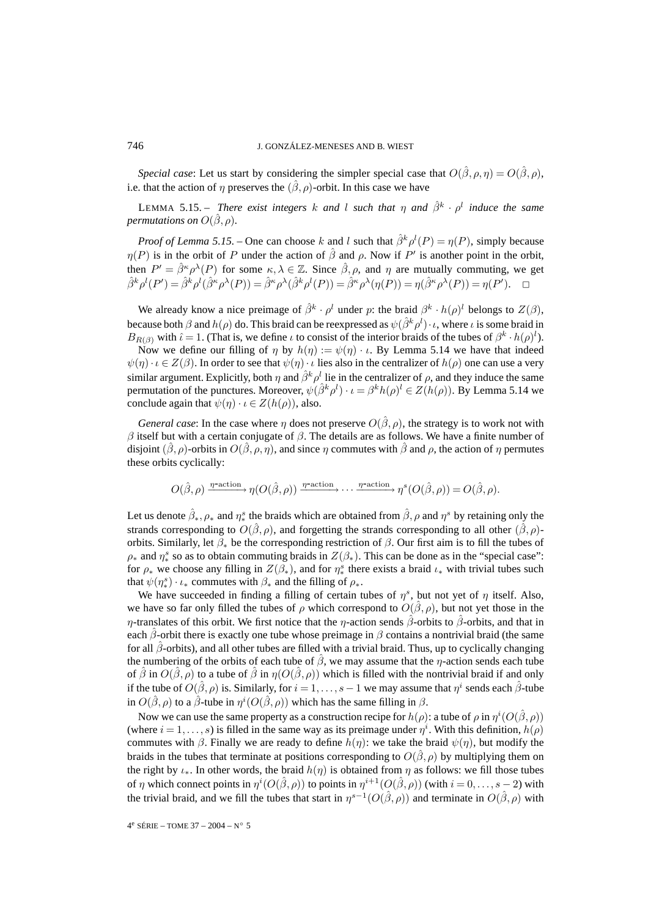*Special case*: Let us start by considering the simpler special case that $O(\hat{\beta},\rho,\eta) = O(\hat{\beta},\rho)$, i.e. that the action of $\eta$ preserves the $(\hat{\beta},\rho)$-orbit. In this case we have

LEMMA 5.15. – *There exist integers $k$ and $l$ such that $\eta$ and $\hat{\beta}^k \cdot \rho^l$ induce the same permutations on $O(\hat{\beta},\rho)$.*

*Proof of Lemma 5.15.* – One can choose $k$ and $l$ such that $\hat{\beta}^k\rho^l(P) = \eta(P)$, simply because $\eta(P)$ is in the orbit of $P$ under the action of $\hat{\beta}$ and $\rho$. Now if $P'$ is another point in the orbit, then $P' = \hat{\beta}^\kappa\rho^\lambda(P)$ for some $\kappa,\lambda \in \mathbb{Z}$. Since $\hat{\beta},\rho$, and $\eta$ are mutually commuting, we get $\hat{\beta}^k\rho^l(P') = \hat{\beta}^k\rho^l(\hat{\beta}^\kappa\rho^\lambda(P)) = \hat{\beta}^\kappa\rho^\lambda(\hat{\beta}^k\rho^l(P)) = \hat{\beta}^\kappa\rho^\lambda(\eta(P)) = \eta(\hat{\beta}^\kappa\rho^\lambda(P)) = \eta(P')$. □

We already know a nice preimage of $\hat{\beta}^k \cdot \rho^l$ under $p$: the braid $\beta^k \cdot h(\rho)^l$ belongs to $Z(\beta)$, because both $\beta$ and $h(\rho)$ do. This braid can be reexpressed as $\psi(\hat{\beta}^k\rho^l)\cdot\iota$, where $\iota$ is some braid in $B_{R(\beta)}$ with $\hat{\iota} = 1$. (That is, we define $\iota$ to consist of the interior braids of the tubes of $\beta^k \cdot h(\rho)^l$).

Now we define our filling of $\eta$ by $h(\eta) := \psi(\eta)\cdot\iota$. By Lemma 5.14 we have that indeed $\psi(\eta)\cdot\iota \in Z(\beta)$. In order to see that $\psi(\eta)\cdot\iota$ lies also in the centralizer of $h(\rho)$ one can use a very similar argument. Explicitly, both $\eta$ and $\hat{\beta}^k\rho^l$ lie in the centralizer of $\rho$, and they induce the same permutation of the punctures. Moreover, $\psi(\hat{\beta}^k\rho^l)\cdot\iota = \beta^k h(\rho)^l \in Z(h(\rho))$. By Lemma 5.14 we conclude again that $\psi(\eta)\cdot\iota \in Z(h(\rho))$, also.

*General case*: In the case where $\eta$ does not preserve $O(\hat{\beta},\rho)$, the strategy is to work not with $\beta$ itself but with a certain conjugate of $\beta$. The details are as follows. We have a finite number of disjoint $(\hat{\beta},\rho)$-orbits in $O(\hat{\beta},\rho,\eta)$, and since $\eta$ commutes with $\hat{\beta}$ and $\rho$, the action of $\eta$ permutes these orbits cyclically:

$$O(\hat{\beta},\rho) \xrightarrow{\eta\text{-action}} \eta(O(\hat{\beta},\rho)) \xrightarrow{\eta\text{-action}} \cdots \xrightarrow{\eta\text{-action}} \eta^s(O(\hat{\beta},\rho)) = O(\hat{\beta},\rho).$$

Let us denote $\hat{\beta}_*, \rho_*$ and $\eta_*^s$ the braids which are obtained from $\hat{\beta}, \rho$ and $\eta^s$ by retaining only the strands corresponding to $O(\hat{\beta},\rho)$, and forgetting the strands corresponding to all other $(\hat{\beta},\rho)$-orbits. Similarly, let $\beta_*$ be the corresponding restriction of $\beta$. Our first aim is to fill the tubes of $\rho_*$ and $\eta_*^s$ so as to obtain commuting braids in $Z(\beta_*)$. This can be done as in the "special case": for $\rho_*$ we choose any filling in $Z(\beta_*)$, and for $\eta_*^s$ there exists a braid $\iota_*$ with trivial tubes such that $\psi(\eta_*^s)\cdot\iota_*$ commutes with $\beta_*$ and the filling of $\rho_*$.

We have succeeded in finding a filling of certain tubes of $\eta^s$, but not yet of $\eta$ itself. Also, we have so far only filled the tubes of $\rho$ which correspond to $O(\hat{\beta},\rho)$, but not yet those in the $\eta$-translates of this orbit. We first notice that the $\eta$-action sends $\hat{\beta}$-orbits to $\hat{\beta}$-orbits, and that in each $\hat{\beta}$-orbit there is exactly one tube whose preimage in $\beta$ contains a nontrivial braid (the same for all $\hat{\beta}$-orbits), and all other tubes are filled with a trivial braid. Thus, up to cyclically changing the numbering of the orbits of each tube of $\hat{\beta}$, we may assume that the $\eta$-action sends each tube of $\hat{\beta}$ in $O(\hat{\beta},\rho)$ to a tube of $\hat{\beta}$ in $\eta(O(\hat{\beta},\rho))$ which is filled with the nontrivial braid if and only if the tube of $O(\hat{\beta},\rho)$ is. Similarly, for $i = 1,\ldots,s-1$ we may assume that $\eta^i$ sends each $\hat{\beta}$-tube in $O(\hat{\beta},\rho)$ to a $\hat{\beta}$-tube in $\eta^i(O(\hat{\beta},\rho))$ which has the same filling in $\beta$.

Now we can use the same property as a construction recipe for $h(\rho)$: a tube of $\rho$ in $\eta^i(O(\hat{\beta},\rho))$ (where $i = 1,\ldots,s$) is filled in the same way as its preimage under $\eta^i$. With this definition, $h(\rho)$ commutes with $\beta$. Finally we are ready to define $h(\eta)$: we take the braid $\psi(\eta)$, but modify the braids in the tubes that terminate at positions corresponding to $O(\hat{\beta},\rho)$ by multiplying them on the right by $\iota_*$. In other words, the braid $h(\eta)$ is obtained from $\eta$ as follows: we fill those tubes of $\eta$ which connect points in $\eta^i(O(\hat{\beta},\rho))$ to points in $\eta^{i+1}(O(\hat{\beta},\rho))$ (with $i = 0,\ldots,s-2$) with the trivial braid, and we fill the tubes that start in $\eta^{s-1}(O(\hat{\beta},\rho))$ and terminate in $O(\hat{\beta},\rho)$ with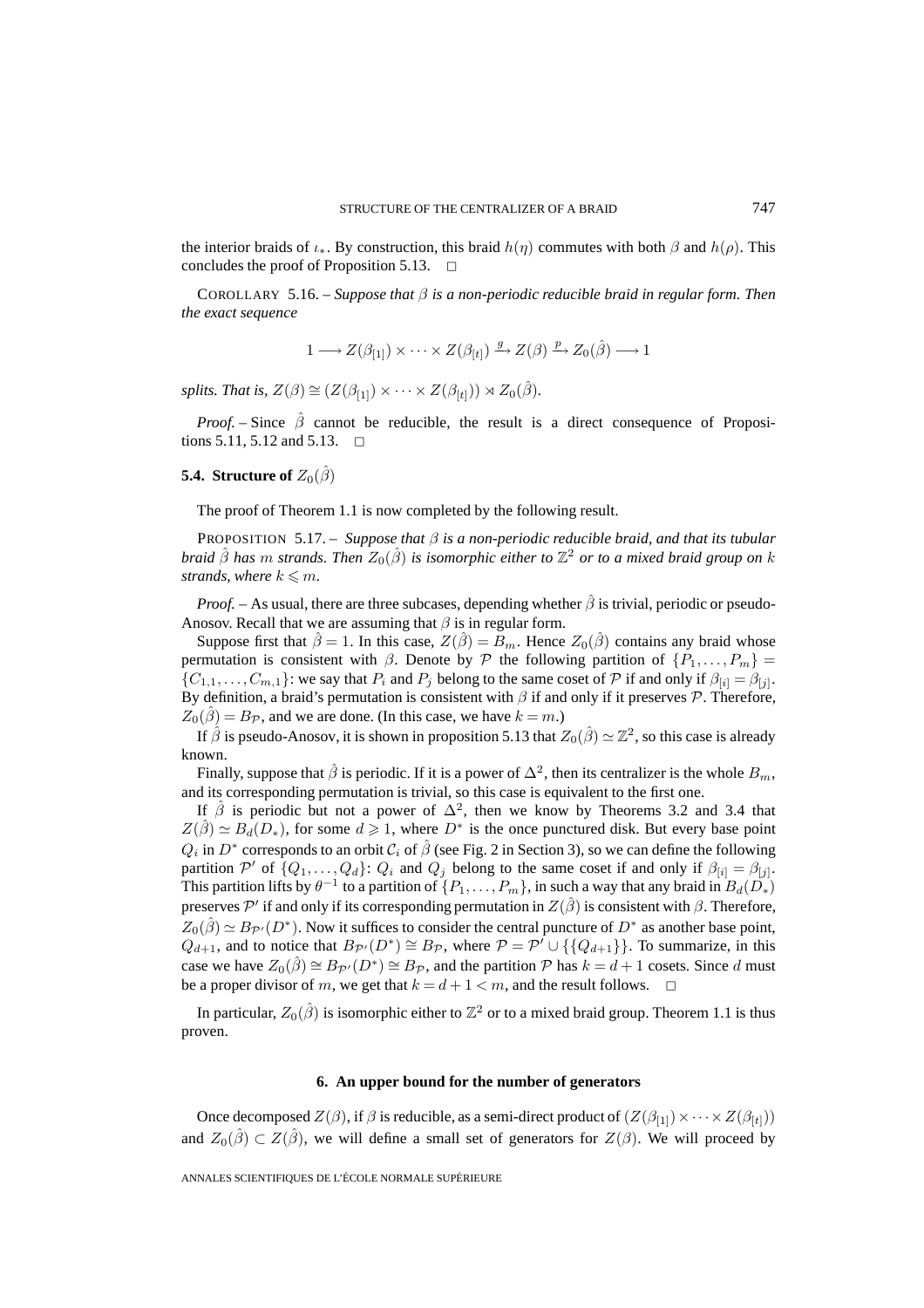the interior braids of $\iota_*$. By construction, this braid $h(\eta)$ commutes with both $\beta$ and $h(\rho)$. This concludes the proof of Proposition 5.13. □

COROLLARY 5.16. – *Suppose that $\beta$ is a non-periodic reducible braid in regular form. Then the exact sequence*

$$1 \longrightarrow Z(\beta_{[1]}) \times \cdots \times Z(\beta_{[t]}) \xrightarrow{g} Z(\beta) \xrightarrow{p} Z_0(\hat{\beta}) \longrightarrow 1$$

*splits. That is, $Z(\beta) \cong (Z(\beta_{[1]}) \times \cdots \times Z(\beta_{[t]})) \rtimes Z_0(\hat{\beta})$.*

*Proof.* – Since $\hat{\beta}$ cannot be reducible, the result is a direct consequence of Propositions 5.11, 5.12 and 5.13. □

### 5.4. Structure of $Z_0(\hat{\beta})$

The proof of Theorem 1.1 is now completed by the following result.

PROPOSITION 5.17. – *Suppose that $\beta$ is a non-periodic reducible braid, and that its tubular braid $\hat{\beta}$ has $m$ strands. Then $Z_0(\hat{\beta})$ is isomorphic either to $\mathbb{Z}^2$ or to a mixed braid group on $k$ strands, where $k \leqslant m$.*

*Proof.* – As usual, there are three subcases, depending whether $\hat{\beta}$ is trivial, periodic or pseudo-Anosov. Recall that we are assuming that $\beta$ is in regular form.

Suppose first that $\hat{\beta} = 1$. In this case, $Z(\hat{\beta}) = B_m$. Hence $Z_0(\hat{\beta})$ contains any braid whose permutation is consistent with $\beta$. Denote by $\mathcal{P}$ the following partition of $\{P_1, \ldots, P_m\} = \{C_{1,1}, \ldots, C_{m,1}\}$: we say that $P_i$ and $P_j$ belong to the same coset of $\mathcal{P}$ if and only if $\beta_{[i]} = \beta_{[j]}$. By definition, a braid's permutation is consistent with $\beta$ if and only if it preserves $\mathcal{P}$. Therefore, $Z_0(\hat{\beta}) = B_{\mathcal{P}}$, and we are done. (In this case, we have $k = m$.)

If $\hat{\beta}$ is pseudo-Anosov, it is shown in proposition 5.13 that $Z_0(\hat{\beta}) \simeq \mathbb{Z}^2$, so this case is already known.

Finally, suppose that $\hat{\beta}$ is periodic. If it is a power of $\Delta^2$, then its centralizer is the whole $B_m$, and its corresponding permutation is trivial, so this case is equivalent to the first one.

If $\hat{\beta}$ is periodic but not a power of $\Delta^2$, then we know by Theorems 3.2 and 3.4 that $Z(\hat{\beta}) \simeq B_d(D_*)$, for some $d \geqslant 1$, where $D^*$ is the once punctured disk. But every base point $Q_i$ in $D^*$ corresponds to an orbit $\mathcal{C}_i$ of $\hat{\beta}$ (see Fig. 2 in Section 3), so we can define the following partition $\mathcal{P}'$ of $\{Q_1, \ldots, Q_d\}$: $Q_i$ and $Q_j$ belong to the same coset if and only if $\beta_{[i]} = \beta_{[j]}$. This partition lifts by $\theta^{-1}$ to a partition of $\{P_1, \ldots, P_m\}$, in such a way that any braid in $B_d(D_*)$ preserves $\mathcal{P}'$ if and only if its corresponding permutation in $Z(\hat{\beta})$ is consistent with $\beta$. Therefore, $Z_0(\hat{\beta}) \simeq B_{\mathcal{P}'}(D^*)$. Now it suffices to consider the central puncture of $D^*$ as another base point, $Q_{d+1}$, and to notice that $B_{\mathcal{P}'}(D^*) \cong B_{\mathcal{P}}$, where $\mathcal{P} = \mathcal{P}' \cup \{\{Q_{d+1}\}\}$. To summarize, in this case we have $Z_0(\hat{\beta}) \cong B_{\mathcal{P}'}(D^*) \cong B_{\mathcal{P}}$, and the partition $\mathcal{P}$ has $k = d + 1$ cosets. Since $d$ must be a proper divisor of $m$, we get that $k = d + 1 < m$, and the result follows. □

In particular, $Z_0(\hat{\beta})$ is isomorphic either to $\mathbb{Z}^2$ or to a mixed braid group. Theorem 1.1 is thus proven.

## 6. An upper bound for the number of generators

Once decomposed $Z(\beta)$, if $\beta$ is reducible, as a semi-direct product of $(Z(\beta_{[1]}) \times \cdots \times Z(\beta_{[t]}))$ and $Z_0(\hat{\beta}) \subset Z(\hat{\beta})$, we will define a small set of generators for $Z(\beta)$. We will proceed by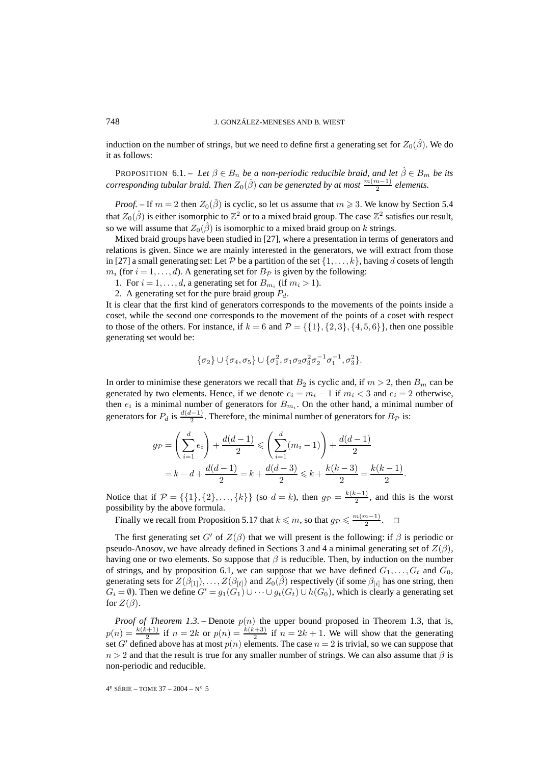induction on the number of strings, but we need to define first a generating set for $Z_0(\hat\beta)$. We do it as follows:

PROPOSITION 6.1. – *Let $\beta \in B_n$ be a non-periodic reducible braid, and let $\hat\beta \in B_m$ be its corresponding tubular braid. Then $Z_0(\hat\beta)$ can be generated by at most $\frac{m(m-1)}{2}$ elements.*

*Proof.* – If $m = 2$ then $Z_0(\hat\beta)$ is cyclic, so let us assume that $m \geqslant 3$. We know by Section 5.4 that $Z_0(\hat\beta)$ is either isomorphic to $\mathbb{Z}^2$ or to a mixed braid group. The case $\mathbb{Z}^2$ satisfies our result, so we will assume that $Z_0(\hat\beta)$ is isomorphic to a mixed braid group on $k$ strings.

Mixed braid groups have been studied in [27], where a presentation in terms of generators and relations is given. Since we are mainly interested in the generators, we will extract from those in [27] a small generating set: Let $\mathcal{P}$ be a partition of the set $\{1, \ldots, k\}$, having $d$ cosets of length $m_i$ (for $i = 1, \ldots, d$). A generating set for $B_{\mathcal{P}}$ is given by the following:

1. For $i = 1, \ldots, d$, a generating set for $B_{m_i}$ (if $m_i > 1$).
2. A generating set for the pure braid group $P_d$.

It is clear that the first kind of generators corresponds to the movements of the points inside a coset, while the second one corresponds to the movement of the points of a coset with respect to those of the others. For instance, if $k = 6$ and $\mathcal{P} = \{\{1\}, \{2, 3\}, \{4, 5, 6\}\}$, then one possible generating set would be:

$$\{\sigma_2\} \cup \{\sigma_4, \sigma_5\} \cup \{\sigma_1^2, \sigma_1\sigma_2\sigma_3^2\sigma_2^{-1}\sigma_1^{-1}, \sigma_3^2\}.$$

In order to minimise these generators we recall that $B_2$ is cyclic and, if $m > 2$, then $B_m$ can be generated by two elements. Hence, if we denote $e_i = m_i - 1$ if $m_i < 3$ and $e_i = 2$ otherwise, then $e_i$ is a minimal number of generators for $B_{m_i}$. On the other hand, a minimal number of generators for $P_d$ is $\frac{d(d-1)}{2}$. Therefore, the minimal number of generators for $B_{\mathcal{P}}$ is:

$$\begin{aligned} g_{\mathcal{P}} &= \left(\sum_{i=1}^{d} e_i\right) + \frac{d(d-1)}{2} \leqslant \left(\sum_{i=1}^{d} (m_i - 1)\right) + \frac{d(d-1)}{2} \\ &= k - d + \frac{d(d-1)}{2} = k + \frac{d(d-3)}{2} \leqslant k + \frac{k(k-3)}{2} = \frac{k(k-1)}{2}. \end{aligned}$$

Notice that if $\mathcal{P} = \{\{1\}, \{2\}, \ldots, \{k\}\}$ (so $d = k$), then $g_{\mathcal{P}} = \frac{k(k-1)}{2}$, and this is the worst possibility by the above formula.

Finally we recall from Proposition 5.17 that $k \leqslant m$, so that $g_{\mathcal{P}} \leqslant \frac{m(m-1)}{2}$. $\square$

The first generating set $G'$ of $Z(\beta)$ that we will present is the following: if $\beta$ is periodic or pseudo-Anosov, we have already defined in Sections 3 and 4 a minimal generating set of $Z(\beta)$, having one or two elements. So suppose that $\beta$ is reducible. Then, by induction on the number of strings, and by proposition 6.1, we can suppose that we have defined $G_1, \ldots, G_t$ and $G_0$, generating sets for $Z(\beta_{[1]}), \ldots, Z(\beta_{[t]})$ and $Z_0(\hat\beta)$ respectively (if some $\beta_{[i]}$ has one string, then $G_i = \emptyset$). Then we define $G' = g_1(G_1) \cup \cdots \cup g_t(G_t) \cup h(G_0)$, which is clearly a generating set for $Z(\beta)$.

*Proof of Theorem 1.3.* – Denote $p(n)$ the upper bound proposed in Theorem 1.3, that is, $p(n) = \frac{k(k+1)}{2}$ if $n = 2k$ or $p(n) = \frac{k(k+3)}{2}$ if $n = 2k + 1$. We will show that the generating set $G'$ defined above has at most $p(n)$ elements. The case $n = 2$ is trivial, so we can suppose that $n > 2$ and that the result is true for any smaller number of strings. We can also assume that $\beta$ is non-periodic and reducible.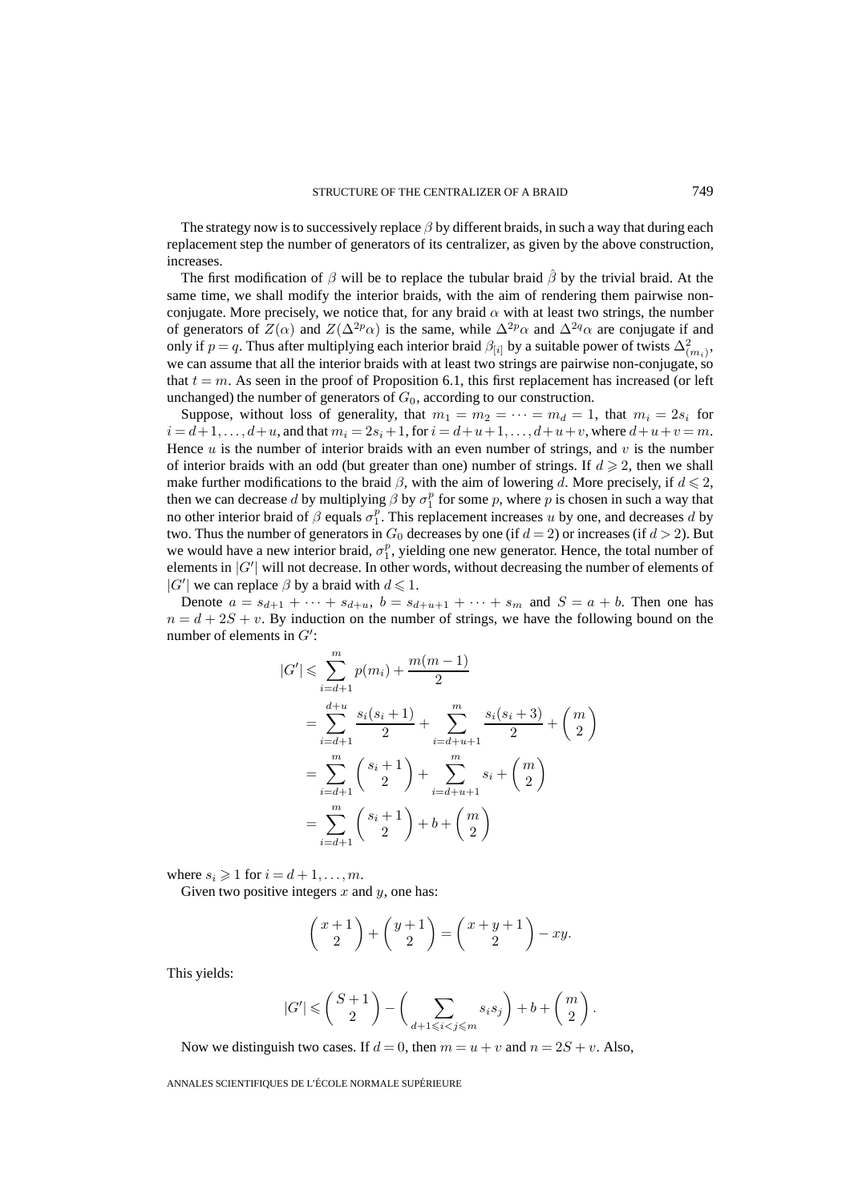The strategy now is to successively replace $\beta$ by different braids, in such a way that during each replacement step the number of generators of its centralizer, as given by the above construction, increases.

The first modification of $\beta$ will be to replace the tubular braid $\hat{\beta}$ by the trivial braid. At the same time, we shall modify the interior braids, with the aim of rendering them pairwise non-conjugate. More precisely, we notice that, for any braid $\alpha$ with at least two strings, the number of generators of $Z(\alpha)$ and $Z(\Delta^{2p}\alpha)$ is the same, while $\Delta^{2p}\alpha$ and $\Delta^{2q}\alpha$ are conjugate if and only if $p = q$. Thus after multiplying each interior braid $\beta_{[i]}$ by a suitable power of twists $\Delta^2_{(m_i)}$, we can assume that all the interior braids with at least two strings are pairwise non-conjugate, so that $t = m$. As seen in the proof of Proposition 6.1, this first replacement has increased (or left unchanged) the number of generators of $G_0$, according to our construction.

Suppose, without loss of generality, that $m_1 = m_2 = \cdots = m_d = 1$, that $m_i = 2s_i$ for $i = d+1, \ldots, d+u$, and that $m_i = 2s_i + 1$, for $i = d+u+1, \ldots, d+u+v$, where $d+u+v = m$. Hence $u$ is the number of interior braids with an even number of strings, and $v$ is the number of interior braids with an odd (but greater than one) number of strings. If $d \geqslant 2$, then we shall make further modifications to the braid $\beta$, with the aim of lowering $d$. More precisely, if $d \leqslant 2$, then we can decrease $d$ by multiplying $\beta$ by $\sigma_1^p$ for some $p$, where $p$ is chosen in such a way that no other interior braid of $\beta$ equals $\sigma_1^p$. This replacement increases $u$ by one, and decreases $d$ by two. Thus the number of generators in $G_0$ decreases by one (if $d = 2$) or increases (if $d > 2$). But we would have a new interior braid, $\sigma_1^p$, yielding one new generator. Hence, the total number of elements in $|G'|$ will not decrease. In other words, without decreasing the number of elements of $|G'|$ we can replace $\beta$ by a braid with $d \leqslant 1$.

Denote $a = s_{d+1} + \cdots + s_{d+u}$, $b = s_{d+u+1} + \cdots + s_m$ and $S = a + b$. Then one has $n = d + 2S + v$. By induction on the number of strings, we have the following bound on the number of elements in $G'$:

$$
\begin{aligned}
|G'| &\leqslant \sum_{i=d+1}^{m} p(m_i) + \frac{m(m-1)}{2} \\
&= \sum_{i=d+1}^{d+u} \frac{s_i(s_i+1)}{2} + \sum_{i=d+u+1}^{m} \frac{s_i(s_i+3)}{2} + \binom{m}{2} \\
&= \sum_{i=d+1}^{m} \binom{s_i+1}{2} + \sum_{i=d+u+1}^{m} s_i + \binom{m}{2} \\
&= \sum_{i=d+1}^{m} \binom{s_i+1}{2} + b + \binom{m}{2}
\end{aligned}
$$

where $s_i \geqslant 1$ for $i = d+1, \ldots, m$.

Given two positive integers $x$ and $y$, one has:

$$
\binom{x+1}{2} + \binom{y+1}{2} = \binom{x+y+1}{2} - xy.
$$

This yields:

$$
|G'| \leqslant \binom{S+1}{2} - \left( \sum_{d+1 \leqslant i < j \leqslant m} s_i s_j \right) + b + \binom{m}{2}.
$$

Now we distinguish two cases. If $d = 0$, then $m = u + v$ and $n = 2S + v$. Also,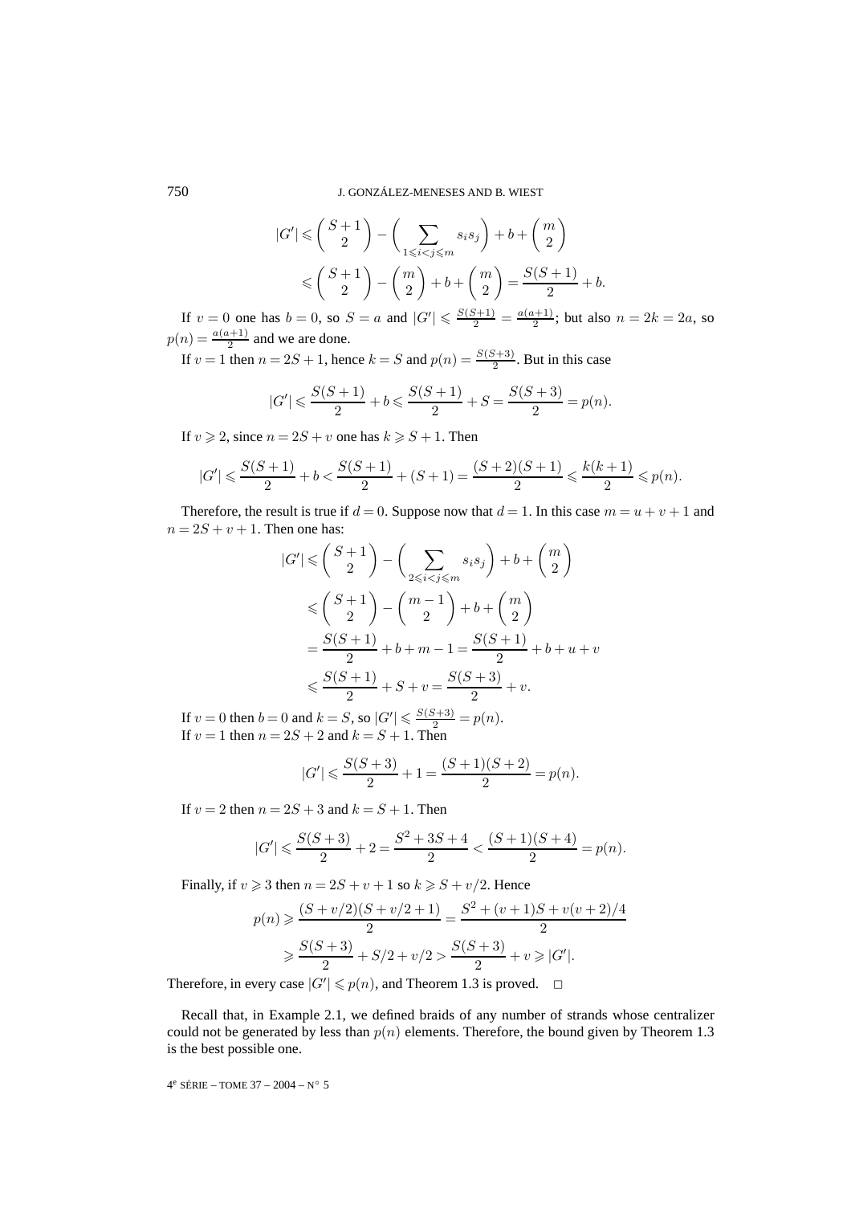$$
\begin{aligned}
|G'| &\leqslant \binom{S+1}{2} - \left(\sum_{1\leqslant i<j\leqslant m} s_i s_j\right) + b + \binom{m}{2} \\
&\leqslant \binom{S+1}{2} - \binom{m}{2} + b + \binom{m}{2} = \frac{S(S+1)}{2} + b.
\end{aligned}
$$

If $v=0$ one has $b=0$, so $S=a$ and $|G'| \leqslant \frac{S(S+1)}{2} = \frac{a(a+1)}{2}$; but also $n=2k=2a$, so $p(n) = \frac{a(a+1)}{2}$ and we are done.

If $v=1$ then $n=2S+1$, hence $k=S$ and $p(n) = \frac{S(S+3)}{2}$. But in this case

$$
|G'| \leqslant \frac{S(S+1)}{2} + b \leqslant \frac{S(S+1)}{2} + S = \frac{S(S+3)}{2} = p(n).
$$

If $v \geqslant 2$, since $n = 2S+v$ one has $k \geqslant S+1$. Then

$$
|G'| \leqslant \frac{S(S+1)}{2} + b < \frac{S(S+1)}{2} + (S+1) = \frac{(S+2)(S+1)}{2} \leqslant \frac{k(k+1)}{2} \leqslant p(n).
$$

Therefore, the result is true if $d=0$. Suppose now that $d=1$. In this case $m=u+v+1$ and $n=2S+v+1$. Then one has:

$$
\begin{aligned}
|G'| &\leqslant \binom{S+1}{2} - \left(\sum_{2\leqslant i<j\leqslant m} s_i s_j\right) + b + \binom{m}{2} \\
&\leqslant \binom{S+1}{2} - \binom{m-1}{2} + b + \binom{m}{2} \\
&= \frac{S(S+1)}{2} + b + m - 1 = \frac{S(S+1)}{2} + b + u + v \\
&\leqslant \frac{S(S+1)}{2} + S + v = \frac{S(S+3)}{2} + v.
\end{aligned}
$$

If $v=0$ then $b=0$ and $k=S$, so $|G'| \leqslant \frac{S(S+3)}{2} = p(n)$.
If $v=1$ then $n=2S+2$ and $k=S+1$. Then

$$
|G'| \leqslant \frac{S(S+3)}{2} + 1 = \frac{(S+1)(S+2)}{2} = p(n).
$$

If $v=2$ then $n=2S+3$ and $k=S+1$. Then

$$
|G'| \leqslant \frac{S(S+3)}{2} + 2 = \frac{S^2+3S+4}{2} < \frac{(S+1)(S+4)}{2} = p(n).
$$

Finally, if $v \geqslant 3$ then $n = 2S+v+1$ so $k \geqslant S + v/2$. Hence

$$
\begin{aligned}
p(n) &\geqslant \frac{(S+v/2)(S+v/2+1)}{2} = \frac{S^2+(v+1)S+v(v+2)/4}{2} \\
&\geqslant \frac{S(S+3)}{2} + S/2 + v/2 > \frac{S(S+3)}{2} + v \geqslant |G'|.
\end{aligned}
$$

Therefore, in every case $|G'| \leqslant p(n)$, and Theorem 1.3 is proved. □

Recall that, in Example 2.1, we defined braids of any number of strands whose centralizer could not be generated by less than $p(n)$ elements. Therefore, the bound given by Theorem 1.3 is the best possible one.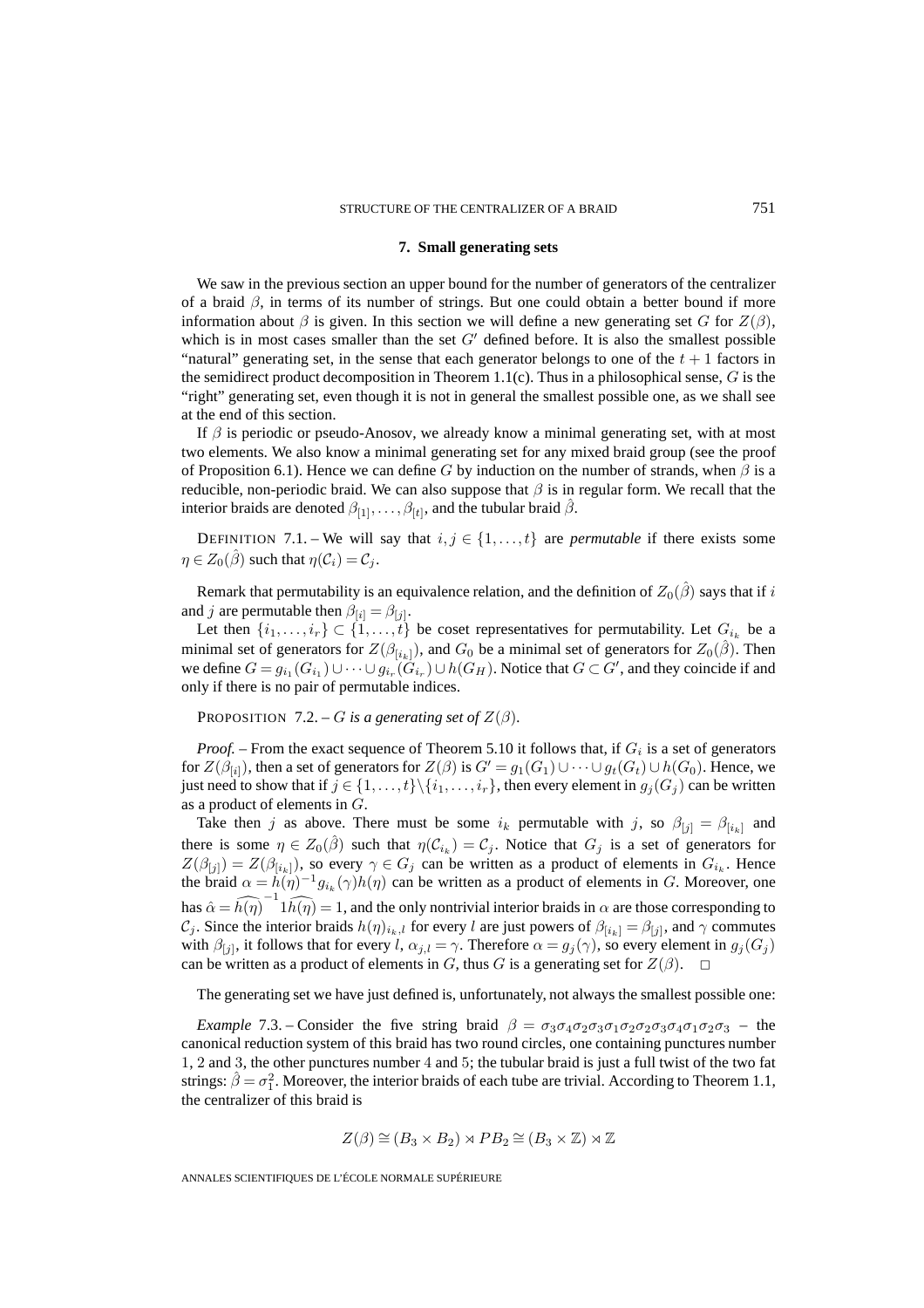## 7. Small generating sets

We saw in the previous section an upper bound for the number of generators of the centralizer of a braid $\beta$, in terms of its number of strings. But one could obtain a better bound if more information about $\beta$ is given. In this section we will define a new generating set $G$ for $Z(\beta)$, which is in most cases smaller than the set $G'$ defined before. It is also the smallest possible "natural" generating set, in the sense that each generator belongs to one of the $t+1$ factors in the semidirect product decomposition in Theorem 1.1(c). Thus in a philosophical sense, $G$ is the "right" generating set, even though it is not in general the smallest possible one, as we shall see at the end of this section.

If $\beta$ is periodic or pseudo-Anosov, we already know a minimal generating set, with at most two elements. We also know a minimal generating set for any mixed braid group (see the proof of Proposition 6.1). Hence we can define $G$ by induction on the number of strands, when $\beta$ is a reducible, non-periodic braid. We can also suppose that $\beta$ is in regular form. We recall that the interior braids are denoted $\beta_{[1]},\dots,\beta_{[t]}$, and the tubular braid $\hat{\beta}$.

DEFINITION 7.1. – We will say that $i,j\in\{1,\dots,t\}$ are *permutable* if there exists some $\eta\in Z_0(\hat{\beta})$ such that $\eta(\mathcal{C}_i)=\mathcal{C}_j$.

Remark that permutability is an equivalence relation, and the definition of $Z_0(\hat{\beta})$ says that if $i$ and $j$ are permutable then $\beta_{[i]}=\beta_{[j]}$.

Let then $\{i_1,\dots,i_r\}\subset\{1,\dots,t\}$ be coset representatives for permutability. Let $G_{i_k}$ be a minimal set of generators for $Z(\beta_{[i_k]})$, and $G_0$ be a minimal set of generators for $Z_0(\hat{\beta})$. Then we define $G=g_{i_1}(G_{i_1})\cup\dots\cup g_{i_r}(G_{i_r})\cup h(G_H)$. Notice that $G\subset G'$, and they coincide if and only if there is no pair of permutable indices.

PROPOSITION 7.2. – *$G$ is a generating set of $Z(\beta)$.*

*Proof.* – From the exact sequence of Theorem 5.10 it follows that, if $G_i$ is a set of generators for $Z(\beta_{[i]})$, then a set of generators for $Z(\beta)$ is $G'=g_1(G_1)\cup\dots\cup g_t(G_t)\cup h(G_0)$. Hence, we just need to show that if $j\in\{1,\dots,t\}\backslash\{i_1,\dots,i_r\}$, then every element in $g_j(G_j)$ can be written as a product of elements in $G$.

Take then $j$ as above. There must be some $i_k$ permutable with $j$, so $\beta_{[j]}=\beta_{[i_k]}$ and there is some $\eta\in Z_0(\hat{\beta})$ such that $\eta(\mathcal{C}_{i_k})=\mathcal{C}_j$. Notice that $G_j$ is a set of generators for $Z(\beta_{[j]})=Z(\beta_{[i_k]})$, so every $\gamma\in G_j$ can be written as a product of elements in $G_{i_k}$. Hence the braid $\alpha=h(\eta)^{-1}g_{i_k}(\gamma)h(\eta)$ can be written as a product of elements in $G$. Moreover, one has $\hat{\alpha}=\widehat{h(\eta)}^{-1}1\widehat{h(\eta)}=1$, and the only nontrivial interior braids in $\alpha$ are those corresponding to $\mathcal{C}_j$. Since the interior braids $h(\eta)_{i_k,l}$ for every $l$ are just powers of $\beta_{[i_k]}=\beta_{[j]}$, and $\gamma$ commutes with $\beta_{[j]}$, it follows that for every $l$, $\alpha_{j,l}=\gamma$. Therefore $\alpha=g_j(\gamma)$, so every element in $g_j(G_j)$ can be written as a product of elements in $G$, thus $G$ is a generating set for $Z(\beta)$. $\square$

The generating set we have just defined is, unfortunately, not always the smallest possible one:

*Example* 7.3. – Consider the five string braid $\beta=\sigma_3\sigma_4\sigma_2\sigma_3\sigma_1\sigma_2\sigma_2\sigma_3\sigma_4\sigma_1\sigma_2\sigma_3$ – the canonical reduction system of this braid has two round circles, one containing punctures number 1, 2 and 3, the other punctures number 4 and 5; the tubular braid is just a full twist of the two fat strings: $\hat{\beta}=\sigma_1^2$. Moreover, the interior braids of each tube are trivial. According to Theorem 1.1, the centralizer of this braid is

$$Z(\beta)\cong(B_3\times B_2)\rtimes PB_2\cong(B_3\times\mathbb{Z})\rtimes\mathbb{Z}$$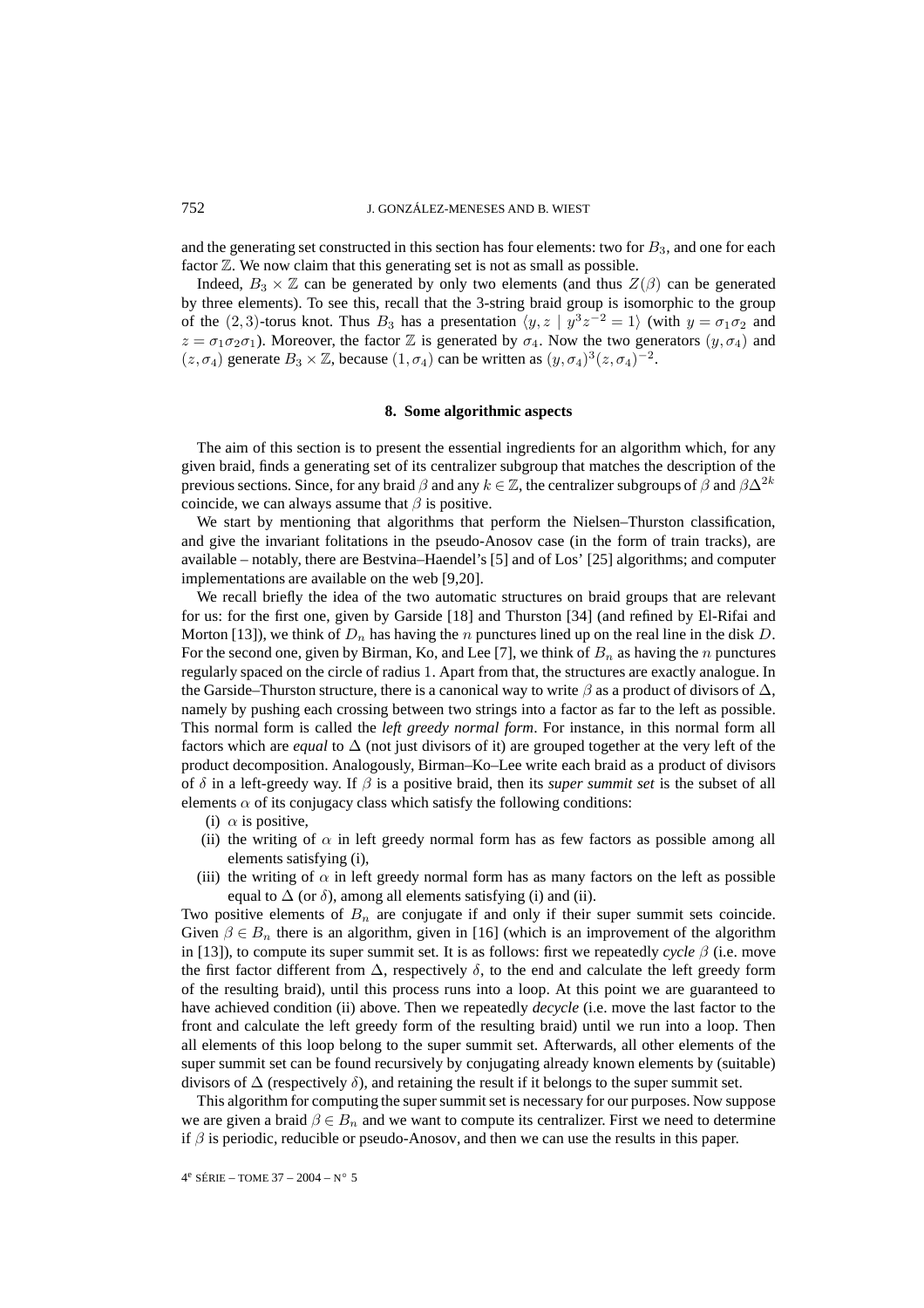and the generating set constructed in this section has four elements: two for $B_3$, and one for each factor $\mathbb{Z}$. We now claim that this generating set is not as small as possible.

Indeed, $B_3 \times \mathbb{Z}$ can be generated by only two elements (and thus $Z(\beta)$ can be generated by three elements). To see this, recall that the 3-string braid group is isomorphic to the group of the $(2,3)$-torus knot. Thus $B_3$ has a presentation $\langle y, z \mid y^3 z^{-2} = 1\rangle$ (with $y = \sigma_1\sigma_2$ and $z = \sigma_1\sigma_2\sigma_1$). Moreover, the factor $\mathbb{Z}$ is generated by $\sigma_4$. Now the two generators $(y, \sigma_4)$ and $(z, \sigma_4)$ generate $B_3 \times \mathbb{Z}$, because $(1, \sigma_4)$ can be written as $(y, \sigma_4)^3 (z, \sigma_4)^{-2}$.

## 8. Some algorithmic aspects

The aim of this section is to present the essential ingredients for an algorithm which, for any given braid, finds a generating set of its centralizer subgroup that matches the description of the previous sections. Since, for any braid $\beta$ and any $k \in \mathbb{Z}$, the centralizer subgroups of $\beta$ and $\beta\Delta^{2k}$ coincide, we can always assume that $\beta$ is positive.

We start by mentioning that algorithms that perform the Nielsen–Thurston classification, and give the invariant foliations in the pseudo-Anosov case (in the form of train tracks), are available – notably, there are Bestvina–Haendel's [5] and of Los' [25] algorithms; and computer implementations are available on the web [9,20].

We recall briefly the idea of the two automatic structures on braid groups that are relevant for us: for the first one, given by Garside [18] and Thurston [34] (and refined by El-Rifai and Morton [13]), we think of $D_n$ has having the $n$ punctures lined up on the real line in the disk $D$. For the second one, given by Birman, Ko, and Lee [7], we think of $B_n$ as having the $n$ punctures regularly spaced on the circle of radius 1. Apart from that, the structures are exactly analogue. In the Garside–Thurston structure, there is a canonical way to write $\beta$ as a product of divisors of $\Delta$, namely by pushing each crossing between two strings into a factor as far to the left as possible. This normal form is called the *left greedy normal form*. For instance, in this normal form all factors which are *equal* to $\Delta$ (not just divisors of it) are grouped together at the very left of the product decomposition. Analogously, Birman–Ko–Lee write each braid as a product of divisors of $\delta$ in a left-greedy way. If $\beta$ is a positive braid, then its *super summit set* is the subset of all elements $\alpha$ of its conjugacy class which satisfy the following conditions:

(i) $\alpha$ is positive,

(ii) the writing of $\alpha$ in left greedy normal form has as few factors as possible among all elements satisfying (i),

(iii) the writing of $\alpha$ in left greedy normal form has as many factors on the left as possible equal to $\Delta$ (or $\delta$), among all elements satisfying (i) and (ii).

Two positive elements of $B_n$ are conjugate if and only if their super summit sets coincide. Given $\beta \in B_n$ there is an algorithm, given in [16] (which is an improvement of the algorithm in [13]), to compute its super summit set. It is as follows: first we repeatedly *cycle* $\beta$ (i.e. move the first factor different from $\Delta$, respectively $\delta$, to the end and calculate the left greedy form of the resulting braid), until this process runs into a loop. At this point we are guaranteed to have achieved condition (ii) above. Then we repeatedly *decycle* (i.e. move the last factor to the front and calculate the left greedy form of the resulting braid) until we run into a loop. Then all elements of this loop belong to the super summit set. Afterwards, all other elements of the super summit set can be found recursively by conjugating already known elements by (suitable) divisors of $\Delta$ (respectively $\delta$), and retaining the result if it belongs to the super summit set.

This algorithm for computing the super summit set is necessary for our purposes. Now suppose we are given a braid $\beta \in B_n$ and we want to compute its centralizer. First we need to determine if $\beta$ is periodic, reducible or pseudo-Anosov, and then we can use the results in this paper.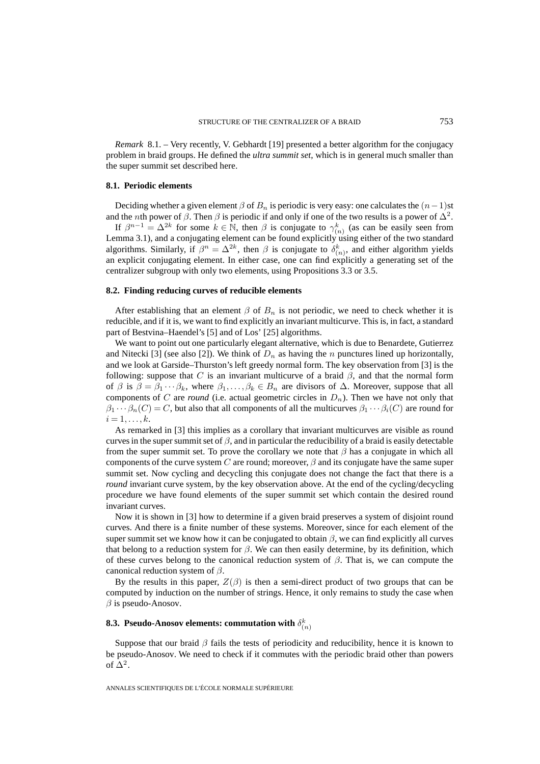*Remark* 8.1. – Very recently, V. Gebhardt [19] presented a better algorithm for the conjugacy problem in braid groups. He defined the *ultra summit set*, which is in general much smaller than the super summit set described here.

### 8.1. Periodic elements

Deciding whether a given element $\beta$ of $B_n$ is periodic is very easy: one calculates the $(n-1)$st and the $n$th power of $\beta$. Then $\beta$ is periodic if and only if one of the two results is a power of $\Delta^2$.

If $\beta^{n-1} = \Delta^{2k}$ for some $k \in \mathbb{N}$, then $\beta$ is conjugate to $\gamma_{(n)}^k$ (as can be easily seen from Lemma 3.1), and a conjugating element can be found explicitly using either of the two standard algorithms. Similarly, if $\beta^n = \Delta^{2k}$, then $\beta$ is conjugate to $\delta_{(n)}^k$, and either algorithm yields an explicit conjugating element. In either case, one can find explicitly a generating set of the centralizer subgroup with only two elements, using Propositions 3.3 or 3.5.

### 8.2. Finding reducing curves of reducible elements

After establishing that an element $\beta$ of $B_n$ is not periodic, we need to check whether it is reducible, and if it is, we want to find explicitly an invariant multicurve. This is, in fact, a standard part of Bestvina–Haendel's [5] and of Los' [25] algorithms.

We want to point out one particularly elegant alternative, which is due to Benardete, Gutierrez and Nitecki [3] (see also [2]). We think of $D_n$ as having the $n$ punctures lined up horizontally, and we look at Garside–Thurston's left greedy normal form. The key observation from [3] is the following: suppose that $C$ is an invariant multicurve of a braid $\beta$, and that the normal form of $\beta$ is $\beta = \beta_1 \cdots \beta_k$, where $\beta_1, \ldots, \beta_k \in B_n$ are divisors of $\Delta$. Moreover, suppose that all components of $C$ are *round* (i.e. actual geometric circles in $D_n$). Then we have not only that $\beta_1 \cdots \beta_n(C) = C$, but also that all components of all the multicurves $\beta_1 \cdots \beta_i(C)$ are round for $i = 1, \ldots, k$.

As remarked in [3] this implies as a corollary that invariant multicurves are visible as round curves in the super summit set of $\beta$, and in particular the reducibility of a braid is easily detectable from the super summit set. To prove the corollary we note that $\beta$ has a conjugate in which all components of the curve system $C$ are round; moreover, $\beta$ and its conjugate have the same super summit set. Now cycling and decycling this conjugate does not change the fact that there is a *round* invariant curve system, by the key observation above. At the end of the cycling/decycling procedure we have found elements of the super summit set which contain the desired round invariant curves.

Now it is shown in [3] how to determine if a given braid preserves a system of disjoint round curves. And there is a finite number of these systems. Moreover, since for each element of the super summit set we know how it can be conjugated to obtain $\beta$, we can find explicitly all curves that belong to a reduction system for $\beta$. We can then easily determine, by its definition, which of these curves belong to the canonical reduction system of $\beta$. That is, we can compute the canonical reduction system of $\beta$.

By the results in this paper, $Z(\beta)$ is then a semi-direct product of two groups that can be computed by induction on the number of strings. Hence, it only remains to study the case when $\beta$ is pseudo-Anosov.

### 8.3. Pseudo-Anosov elements: commutation with $\delta_{(n)}^k$

Suppose that our braid $\beta$ fails the tests of periodicity and reducibility, hence it is known to be pseudo-Anosov. We need to check if it commutes with the periodic braid other than powers of $\Delta^2$.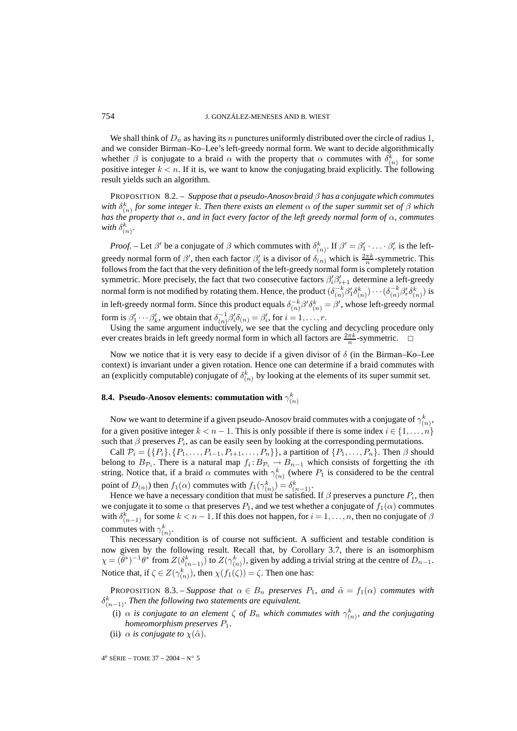We shall think of $D_n$ as having its $n$ punctures uniformly distributed over the circle of radius 1, and we consider Birman–Ko–Lee's left-greedy normal form. We want to decide algorithmically whether $\beta$ is conjugate to a braid $\alpha$ with the property that $\alpha$ commutes with $\delta_{(n)}^k$ for some positive integer $k < n$. If it is, we want to know the conjugating braid explicitly. The following result yields such an algorithm.

PROPOSITION 8.2. – *Suppose that a pseudo-Anosov braid $\beta$ has a conjugate which commutes with $\delta_{(n)}^k$ for some integer $k$. Then there exists an element $\alpha$ of the super summit set of $\beta$ which has the property that $\alpha$, and in fact every factor of the left greedy normal form of $\alpha$, commutes with $\delta_{(n)}^k$.*

*Proof.* – Let $\beta'$ be a conjugate of $\beta$ which commutes with $\delta_{(n)}^k$. If $\beta' = \beta'_1 \cdot \ldots \cdot \beta'_r$ is the left-greedy normal form of $\beta'$, then each factor $\beta'_i$ is a divisor of $\delta_{(n)}$ which is $\frac{2\pi k}{n}$-symmetric. This follows from the fact that the very definition of the left-greedy normal form is completely rotation symmetric. More precisely, the fact that two consecutive factors $\beta'_i \beta'_{i+1}$ determine a left-greedy normal form is not modified by rotating them. Hence, the product $(\delta_{(n)}^{-k}\beta'_1\delta_{(n)}^k)\cdots(\delta_{(n)}^{-k}\beta'_r\delta_{(n)}^k)$ is in left-greedy normal form. Since this product equals $\delta_{(n)}^{-k}\beta'\delta_{(n)}^k = \beta'$, whose left-greedy normal form is $\beta'_1 \cdots \beta'_k$, we obtain that $\delta_{(n)}^{-1}\beta'_i\delta_{(n)} = \beta'_i$, for $i = 1, \ldots, r$.

Using the same argument inductively, we see that the cycling and decycling procedure only ever creates braids in left greedy normal form in which all factors are $\frac{2\pi k}{n}$-symmetric. □

Now we notice that it is very easy to decide if a given divisor of $\delta$ (in the Birman–Ko–Lee context) is invariant under a given rotation. Hence one can determine if a braid commutes with an (explicitly computable) conjugate of $\delta_{(n)}^k$ by looking at the elements of its super summit set.

### 8.4. Pseudo-Anosov elements: commutation with $\gamma_{(n)}^k$

Now we want to determine if a given pseudo-Anosov braid commutes with a conjugate of $\gamma_{(n)}^k$, for a given positive integer $k < n - 1$. This is only possible if there is some index $i \in \{1, \ldots, n\}$ such that $\beta$ preserves $P_i$, as can be easily seen by looking at the corresponding permutations.

Call $\mathcal{P}_i = \{\{P_i\}, \{P_1, \ldots, P_{i-1}, P_{i+1}, \ldots, P_n\}\}$, a partition of $\{P_1, \ldots, P_n\}$. Then $\beta$ should belong to $B_{\mathcal{P}_i}$. There is a natural map $f_i : B_{\mathcal{P}_i} \to B_{n-1}$ which consists of forgetting the $i$th string. Notice that, if a braid $\alpha$ commutes with $\gamma_{(n)}^k$ (where $P_1$ is considered to be the central point of $D_{(n)}$) then $f_1(\alpha)$ commutes with $f_1(\gamma_{(n)}^k) = \delta_{(n-1)}^k$.

Hence we have a necessary condition that must be satisfied. If $\beta$ preserves a puncture $P_i$, then we conjugate it to some $\alpha$ that preserves $P_1$, and we test whether a conjugate of $f_1(\alpha)$ commutes with $\delta_{(n-1)}^k$ for some $k < n - 1$. If this does not happen, for $i = 1, \ldots, n$, then no conjugate of $\beta$ commutes with $\gamma_{(n)}^k$.

This necessary condition is of course not sufficient. A sufficient and testable condition is now given by the following result. Recall that, by Corollary 3.7, there is an isomorphism $\chi = (\hat{\theta}^*)^{-1}\theta^*$ from $Z(\delta_{(n-1)}^k)$ to $Z(\gamma_{(n)}^k)$, given by adding a trivial string at the centre of $D_{n-1}$. Notice that, if $\zeta \in Z(\gamma_{(n)}^k)$, then $\chi(f_1(\zeta)) = \zeta$. Then one has:

PROPOSITION 8.3. – *Suppose that $\alpha \in B_n$ preserves $P_1$, and $\tilde{\alpha} = f_1(\alpha)$ commutes with $\delta_{(n-1)}^k$. Then the following two statements are equivalent.*

(i) *$\alpha$ is conjugate to an element $\zeta$ of $B_n$ which commutes with $\gamma_{(n)}^k$, and the conjugating homeomorphism preserves $P_1$.*

(ii) *$\alpha$ is conjugate to $\chi(\tilde{\alpha})$.*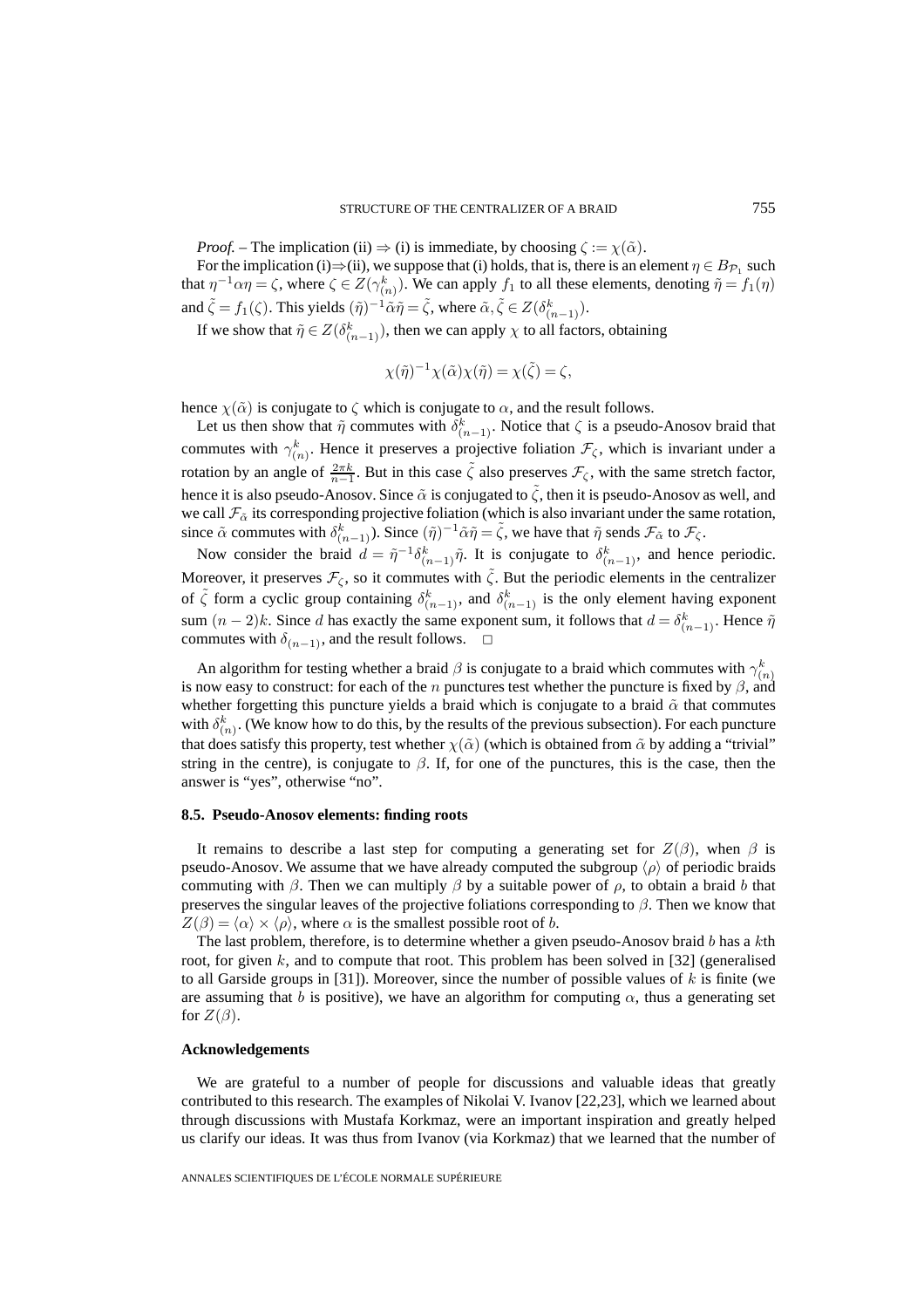*Proof.* – The implication (ii) $\Rightarrow$ (i) is immediate, by choosing $\zeta := \chi(\tilde{\alpha})$.

For the implication (i)$\Rightarrow$(ii), we suppose that (i) holds, that is, there is an element $\eta \in B_{\mathcal{P}_1}$ such that $\eta^{-1}\alpha\eta = \zeta$, where $\zeta \in Z(\gamma_{(n)}^k)$. We can apply $f_1$ to all these elements, denoting $\tilde{\eta} = f_1(\eta)$ and $\tilde{\zeta} = f_1(\zeta)$. This yields $(\tilde{\eta})^{-1}\tilde{\alpha}\tilde{\eta} = \tilde{\zeta}$, where $\tilde{\alpha}, \tilde{\zeta} \in Z(\delta_{(n-1)}^k)$.

If we show that $\tilde{\eta} \in Z(\delta_{(n-1)}^k)$, then we can apply $\chi$ to all factors, obtaining

$$\chi(\tilde{\eta})^{-1}\chi(\tilde{\alpha})\chi(\tilde{\eta}) = \chi(\tilde{\zeta}) = \zeta,$$

hence $\chi(\tilde{\alpha})$ is conjugate to $\zeta$ which is conjugate to $\alpha$, and the result follows.

Let us then show that $\tilde{\eta}$ commutes with $\delta_{(n-1)}^k$. Notice that $\zeta$ is a pseudo-Anosov braid that commutes with $\gamma_{(n)}^k$. Hence it preserves a projective foliation $\mathcal{F}_\zeta$, which is invariant under a rotation by an angle of $\frac{2\pi k}{n-1}$. But in this case $\tilde{\zeta}$ also preserves $\mathcal{F}_\zeta$, with the same stretch factor, hence it is also pseudo-Anosov. Since $\tilde{\alpha}$ is conjugated to $\tilde{\zeta}$, then it is pseudo-Anosov as well, and we call $\mathcal{F}_{\tilde{\alpha}}$ its corresponding projective foliation (which is also invariant under the same rotation, since $\tilde{\alpha}$ commutes with $\delta_{(n-1)}^k$). Since $(\tilde{\eta})^{-1}\tilde{\alpha}\tilde{\eta} = \tilde{\zeta}$, we have that $\tilde{\eta}$ sends $\mathcal{F}_{\tilde{\alpha}}$ to $\mathcal{F}_\zeta$.

Now consider the braid $d = \tilde{\eta}^{-1}\delta_{(n-1)}^k\tilde{\eta}$. It is conjugate to $\delta_{(n-1)}^k$, and hence periodic. Moreover, it preserves $\mathcal{F}_\zeta$, so it commutes with $\tilde{\zeta}$. But the periodic elements in the centralizer of $\tilde{\zeta}$ form a cyclic group containing $\delta_{(n-1)}^k$, and $\delta_{(n-1)}^k$ is the only element having exponent sum $(n-2)k$. Since $d$ has exactly the same exponent sum, it follows that $d = \delta_{(n-1)}^k$. Hence $\tilde{\eta}$ commutes with $\delta_{(n-1)}$, and the result follows. $\square$

An algorithm for testing whether a braid $\beta$ is conjugate to a braid which commutes with $\gamma_{(n)}^k$ is now easy to construct: for each of the $n$ punctures test whether the puncture is fixed by $\beta$, and whether forgetting this puncture yields a braid which is conjugate to a braid $\tilde{\alpha}$ that commutes with $\delta_{(n)}^k$. (We know how to do this, by the results of the previous subsection). For each puncture that does satisfy this property, test whether $\chi(\tilde{\alpha})$ (which is obtained from $\tilde{\alpha}$ by adding a "trivial" string in the centre), is conjugate to $\beta$. If, for one of the punctures, this is the case, then the answer is "yes", otherwise "no".

### 8.5. Pseudo-Anosov elements: finding roots

It remains to describe a last step for computing a generating set for $Z(\beta)$, when $\beta$ is pseudo-Anosov. We assume that we have already computed the subgroup $\langle\rho\rangle$ of periodic braids commuting with $\beta$. Then we can multiply $\beta$ by a suitable power of $\rho$, to obtain a braid $b$ that preserves the singular leaves of the projective foliations corresponding to $\beta$. Then we know that $Z(\beta) = \langle\alpha\rangle \times \langle\rho\rangle$, where $\alpha$ is the smallest possible root of $b$.

The last problem, therefore, is to determine whether a given pseudo-Anosov braid $b$ has a $k$th root, for given $k$, and to compute that root. This problem has been solved in [32] (generalised to all Garside groups in [31]). Moreover, since the number of possible values of $k$ is finite (we are assuming that $b$ is positive), we have an algorithm for computing $\alpha$, thus a generating set for $Z(\beta)$.

### Acknowledgements

We are grateful to a number of people for discussions and valuable ideas that greatly contributed to this research. The examples of Nikolai V. Ivanov [22,23], which we learned about through discussions with Mustafa Korkmaz, were an important inspiration and greatly helped us clarify our ideas. It was thus from Ivanov (via Korkmaz) that we learned that the number of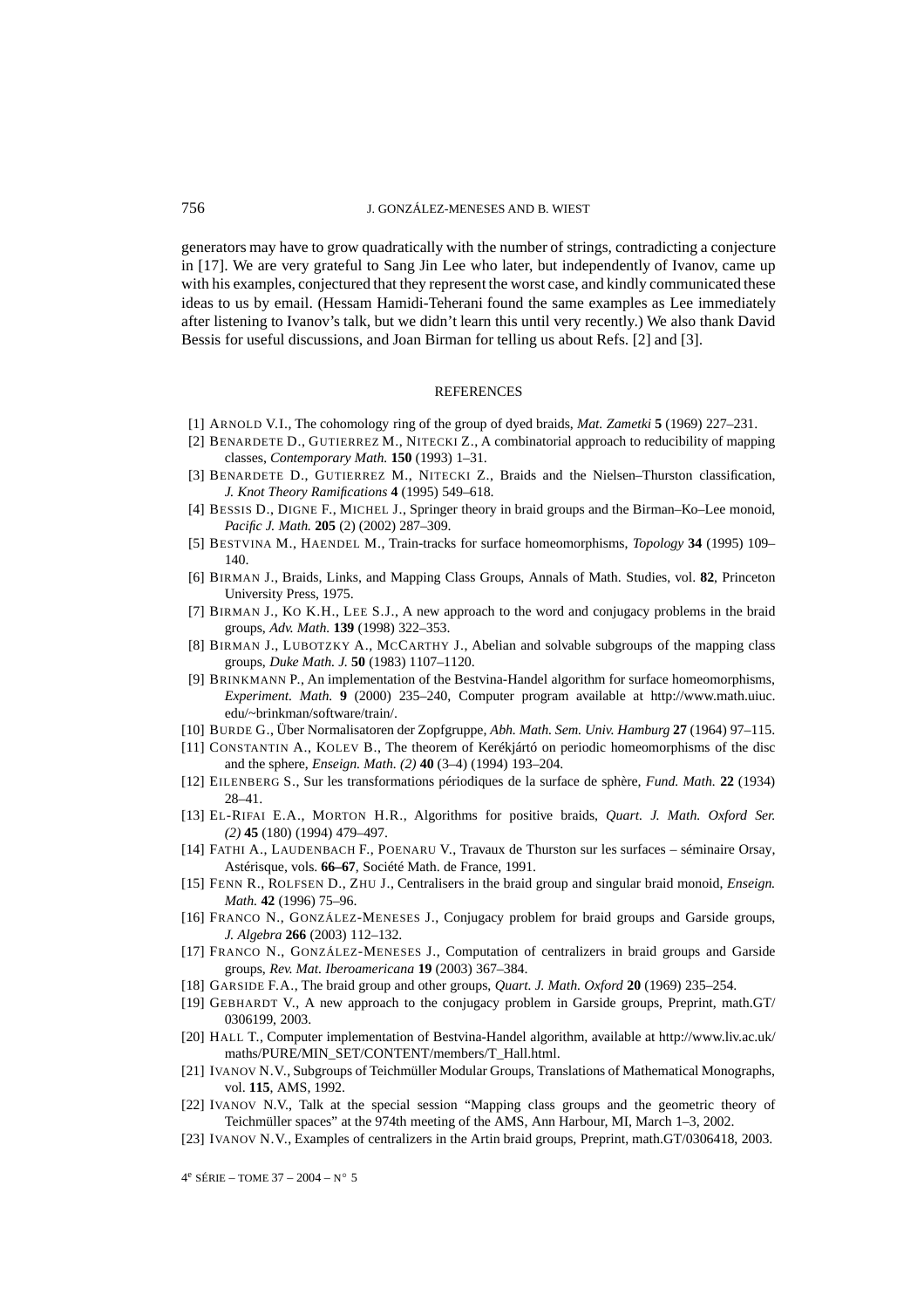generators may have to grow quadratically with the number of strings, contradicting a conjecture in [17]. We are very grateful to Sang Jin Lee who later, but independently of Ivanov, came up with his examples, conjectured that they represent the worst case, and kindly communicated these ideas to us by email. (Hessam Hamidi-Teherani found the same examples as Lee immediately after listening to Ivanov's talk, but we didn't learn this until very recently.) We also thank David Bessis for useful discussions, and Joan Birman for telling us about Refs. [2] and [3].

## REFERENCES

[1] ARNOLD V.I., The cohomology ring of the group of dyed braids, *Mat. Zametki* **5** (1969) 227–231.

[2] BENARDETE D., GUTIERREZ M., NITECKI Z., A combinatorial approach to reducibility of mapping classes, *Contemporary Math.* **150** (1993) 1–31.

[3] BENARDETE D., GUTIERREZ M., NITECKI Z., Braids and the Nielsen–Thurston classification, *J. Knot Theory Ramifications* **4** (1995) 549–618.

[4] BESSIS D., DIGNE F., MICHEL J., Springer theory in braid groups and the Birman–Ko–Lee monoid, *Pacific J. Math.* **205** (2) (2002) 287–309.

[5] BESTVINA M., HAENDEL M., Train-tracks for surface homeomorphisms, *Topology* **34** (1995) 109–140.

[6] BIRMAN J., Braids, Links, and Mapping Class Groups, Annals of Math. Studies, vol. **82**, Princeton University Press, 1975.

[7] BIRMAN J., KO K.H., LEE S.J., A new approach to the word and conjugacy problems in the braid groups, *Adv. Math.* **139** (1998) 322–353.

[8] BIRMAN J., LUBOTZKY A., MCCARTHY J., Abelian and solvable subgroups of the mapping class groups, *Duke Math. J.* **50** (1983) 1107–1120.

[9] BRINKMANN P., An implementation of the Bestvina-Handel algorithm for surface homeomorphisms, *Experiment. Math.* **9** (2000) 235–240, Computer program available at http://www.math.uiuc.edu/~brinkman/software/train/.

[10] BURDE G., Über Normalisatoren der Zopfgruppe, *Abh. Math. Sem. Univ. Hamburg* **27** (1964) 97–115.

[11] CONSTANTIN A., KOLEV B., The theorem of Kerékjártó on periodic homeomorphisms of the disc and the sphere, *Enseign. Math. (2)* **40** (3–4) (1994) 193–204.

[12] EILENBERG S., Sur les transformations périodiques de la surface de sphère, *Fund. Math.* **22** (1934) 28–41.

[13] EL-RIFAI E.A., MORTON H.R., Algorithms for positive braids, *Quart. J. Math. Oxford Ser. (2)* **45** (180) (1994) 479–497.

[14] FATHI A., LAUDENBACH F., POENARU V., Travaux de Thurston sur les surfaces – séminaire Orsay, Astérisque, vols. **66–67**, Société Math. de France, 1991.

[15] FENN R., ROLFSEN D., ZHU J., Centralisers in the braid group and singular braid monoid, *Enseign. Math.* **42** (1996) 75–96.

[16] FRANCO N., GONZÁLEZ-MENESES J., Conjugacy problem for braid groups and Garside groups, *J. Algebra* **266** (2003) 112–132.

[17] FRANCO N., GONZÁLEZ-MENESES J., Computation of centralizers in braid groups and Garside groups, *Rev. Mat. Iberoamericana* **19** (2003) 367–384.

[18] GARSIDE F.A., The braid group and other groups, *Quart. J. Math. Oxford* **20** (1969) 235–254.

[19] GEBHARDT V., A new approach to the conjugacy problem in Garside groups, Preprint, math.GT/0306199, 2003.

[20] HALL T., Computer implementation of Bestvina-Handel algorithm, available at http://www.liv.ac.uk/maths/PURE/MIN_SET/CONTENT/members/T_Hall.html.

[21] IVANOV N.V., Subgroups of Teichmüller Modular Groups, Translations of Mathematical Monographs, vol. **115**, AMS, 1992.

[22] IVANOV N.V., Talk at the special session "Mapping class groups and the geometric theory of Teichmüller spaces" at the 974th meeting of the AMS, Ann Harbour, MI, March 1–3, 2002.

[23] IVANOV N.V., Examples of centralizers in the Artin braid groups, Preprint, math.GT/0306418, 2003.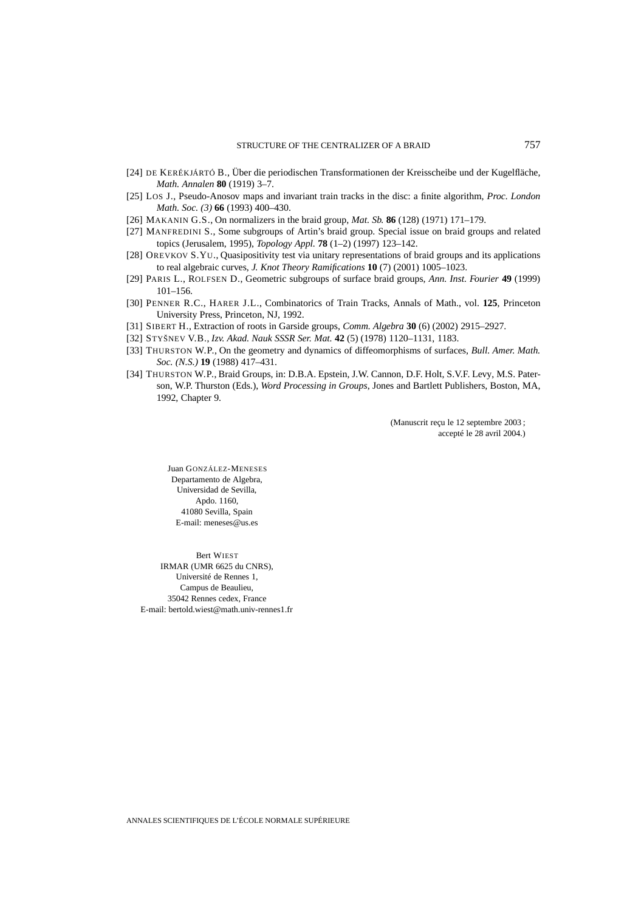[24] DE KERÉKJÁRTÓ B., Über die periodischen Transformationen der Kreisscheibe und der Kugelfläche, *Math. Annalen* **80** (1919) 3–7.

[25] LOS J., Pseudo-Anosov maps and invariant train tracks in the disc: a finite algorithm, *Proc. London Math. Soc. (3)* **66** (1993) 400–430.

[26] MAKANIN G.S., On normalizers in the braid group, *Mat. Sb.* **86** (128) (1971) 171–179.

[27] MANFREDINI S., Some subgroups of Artin's braid group. Special issue on braid groups and related topics (Jerusalem, 1995), *Topology Appl.* **78** (1–2) (1997) 123–142.

[28] OREVKOV S.YU., Quasipositivity test via unitary representations of braid groups and its applications to real algebraic curves, *J. Knot Theory Ramifications* **10** (7) (2001) 1005–1023.

[29] PARIS L., ROLFSEN D., Geometric subgroups of surface braid groups, *Ann. Inst. Fourier* **49** (1999) 101–156.

[30] PENNER R.C., HARER J.L., Combinatorics of Train Tracks, Annals of Math., vol. **125**, Princeton University Press, Princeton, NJ, 1992.

[31] SIBERT H., Extraction of roots in Garside groups, *Comm. Algebra* **30** (6) (2002) 2915–2927.

[32] STYŠNEV V.B., *Izv. Akad. Nauk SSSR Ser. Mat.* **42** (5) (1978) 1120–1131, 1183.

[33] THURSTON W.P., On the geometry and dynamics of diffeomorphisms of surfaces, *Bull. Amer. Math. Soc. (N.S.)* **19** (1988) 417–431.

[34] THURSTON W.P., Braid Groups, in: D.B.A. Epstein, J.W. Cannon, D.F. Holt, S.V.F. Levy, M.S. Paterson, W.P. Thurston (Eds.), *Word Processing in Groups*, Jones and Bartlett Publishers, Boston, MA, 1992, Chapter 9.

(Manuscrit reçu le 12 septembre 2003 ;
accepté le 28 avril 2004.)

Juan GONZÁLEZ-MENESES
Departamento de Algebra,
Universidad de Sevilla,
Apdo. 1160,
41080 Sevilla, Spain
E-mail: meneses@us.es

Bert WIEST
IRMAR (UMR 6625 du CNRS),
Université de Rennes 1,
Campus de Beaulieu,
35042 Rennes cedex, France
E-mail: bertold.wiest@math.univ-rennes1.fr